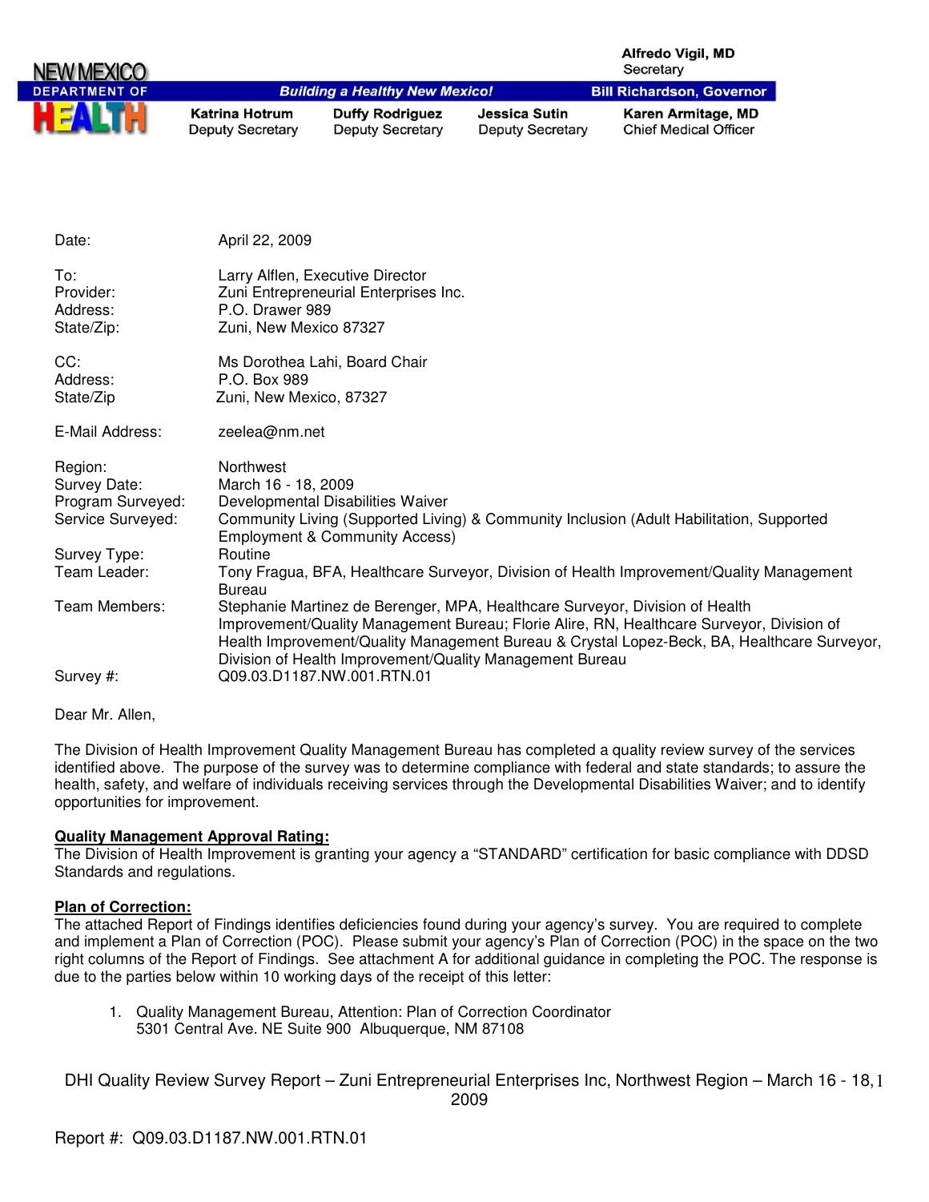NEW MEXICO DEPARTMENT OF HEALTH

*Building a Healthy New Mexico!*

**Alfredo Vigil, MD**
Secretary

**Bill Richardson, Governor**

| **Katrina Hotrum** | **Duffy Rodriguez** | **Jessica Sutin** | **Karen Armitage, MD** |
|---|---|---|---|
| Deputy Secretary | Deputy Secretary | Deputy Secretary | Chief Medical Officer |

| | |
|---|---|
| Date: | April 22, 2009 |
| To: | Larry Alflen, Executive Director |
| Provider: | Zuni Entrepreneurial Enterprises Inc. |
| Address: | P.O. Drawer 989 |
| State/Zip: | Zuni, New Mexico 87327 |
| CC: | Ms Dorothea Lahi, Board Chair |
| Address: | P.O. Box 989 |
| State/Zip | Zuni, New Mexico, 87327 |
| E-Mail Address: | zeelea@nm.net |
| Region: | Northwest |
| Survey Date: | March 16 - 18, 2009 |
| Program Surveyed: | Developmental Disabilities Waiver |
| Service Surveyed: | Community Living (Supported Living) & Community Inclusion (Adult Habilitation, Supported Employment & Community Access) |
| Survey Type: | Routine |
| Team Leader: | Tony Fragua, BFA, Healthcare Surveyor, Division of Health Improvement/Quality Management Bureau |
| Team Members: | Stephanie Martinez de Berenger, MPA, Healthcare Surveyor, Division of Health Improvement/Quality Management Bureau; Florie Alire, RN, Healthcare Surveyor, Division of Health Improvement/Quality Management Bureau & Crystal Lopez-Beck, BA, Healthcare Surveyor, Division of Health Improvement/Quality Management Bureau |
| Survey #: | Q09.03.D1187.NW.001.RTN.01 |

Dear Mr. Allen,

The Division of Health Improvement Quality Management Bureau has completed a quality review survey of the services identified above. The purpose of the survey was to determine compliance with federal and state standards; to assure the health, safety, and welfare of individuals receiving services through the Developmental Disabilities Waiver; and to identify opportunities for improvement.

**Quality Management Approval Rating:**

The Division of Health Improvement is granting your agency a "STANDARD" certification for basic compliance with DDSD Standards and regulations.

**Plan of Correction:**

The attached Report of Findings identifies deficiencies found during your agency's survey. You are required to complete and implement a Plan of Correction (POC). Please submit your agency's Plan of Correction (POC) in the space on the two right columns of the Report of Findings. See attachment A for additional guidance in completing the POC. The response is due to the parties below within 10 working days of the receipt of this letter:

1. Quality Management Bureau, Attention: Plan of Correction Coordinator
   5301 Central Ave. NE Suite 900 Albuquerque, NM 87108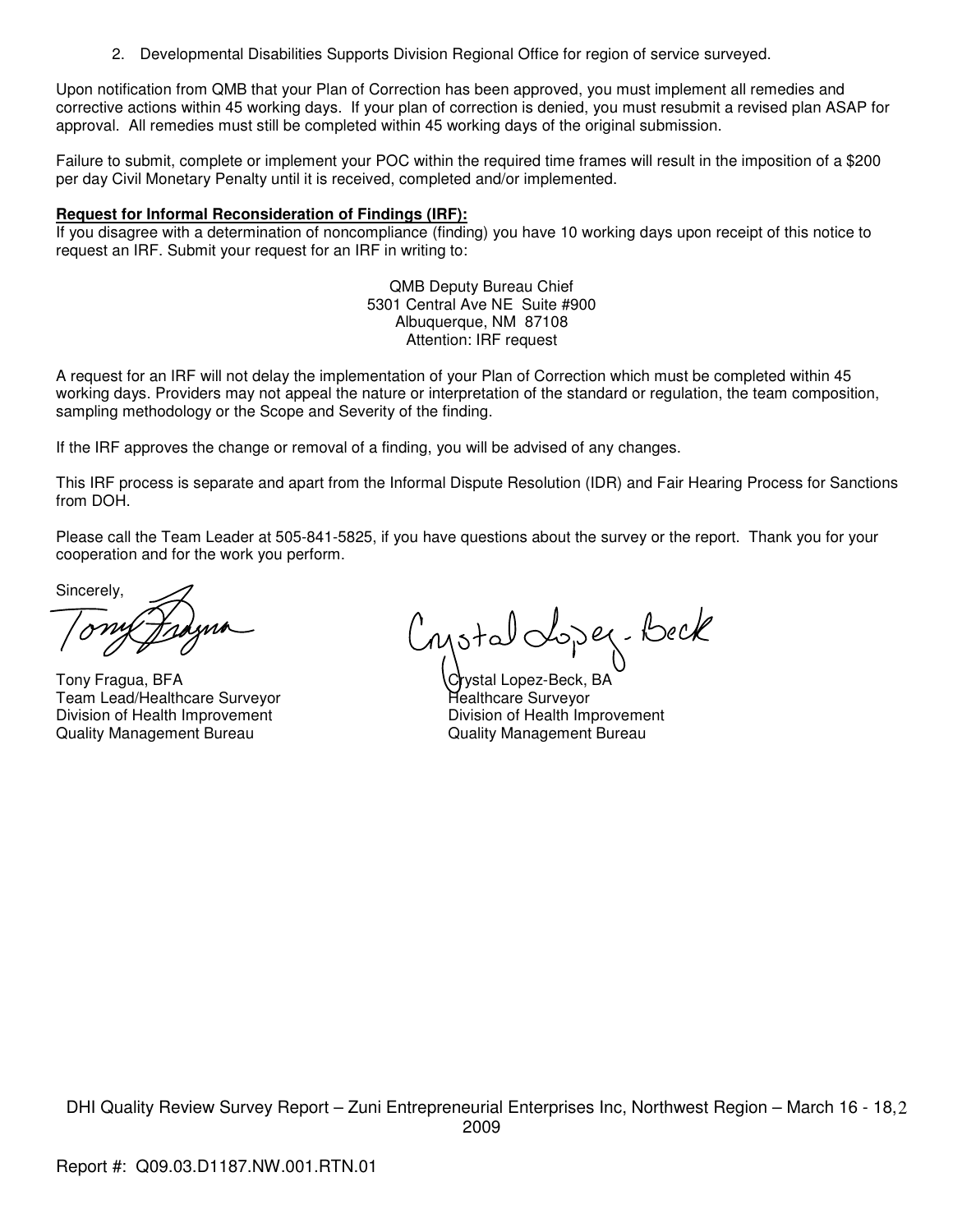2. Developmental Disabilities Supports Division Regional Office for region of service surveyed.

Upon notification from QMB that your Plan of Correction has been approved, you must implement all remedies and corrective actions within 45 working days. If your plan of correction is denied, you must resubmit a revised plan ASAP for approval. All remedies must still be completed within 45 working days of the original submission.

Failure to submit, complete or implement your POC within the required time frames will result in the imposition of a $200 per day Civil Monetary Penalty until it is received, completed and/or implemented.

**Request for Informal Reconsideration of Findings (IRF):**

If you disagree with a determination of noncompliance (finding) you have 10 working days upon receipt of this notice to request an IRF. Submit your request for an IRF in writing to:

QMB Deputy Bureau Chief
5301 Central Ave NE Suite #900
Albuquerque, NM 87108
Attention: IRF request

A request for an IRF will not delay the implementation of your Plan of Correction which must be completed within 45 working days. Providers may not appeal the nature or interpretation of the standard or regulation, the team composition, sampling methodology or the Scope and Severity of the finding.

If the IRF approves the change or removal of a finding, you will be advised of any changes.

This IRF process is separate and apart from the Informal Dispute Resolution (IDR) and Fair Hearing Process for Sanctions from DOH.

Please call the Team Leader at 505-841-5825, if you have questions about the survey or the report. Thank you for your cooperation and for the work you perform.

Sincerely,

Tony Fragua, BFA
Team Lead/Healthcare Surveyor
Division of Health Improvement
Quality Management Bureau

Crystal Lopez-Beck, BA
Healthcare Surveyor
Division of Health Improvement
Quality Management Bureau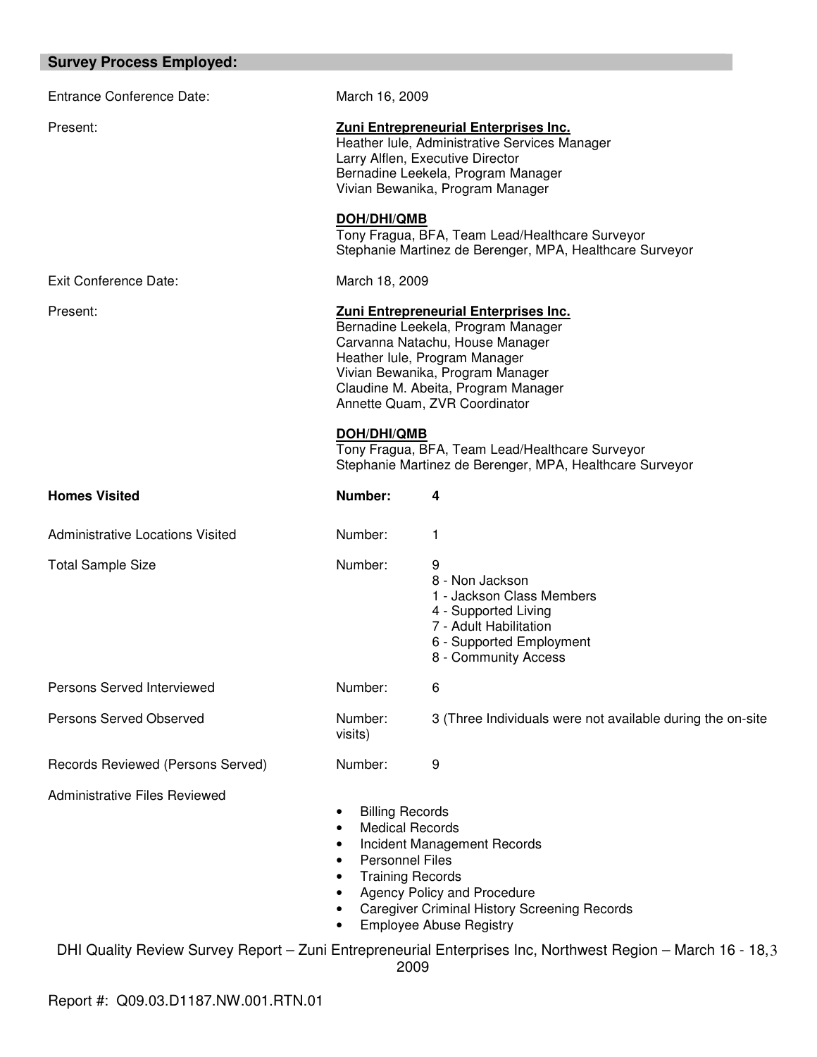## Survey Process Employed:

Entrance Conference Date: March 16, 2009

Present:

**Zuni Entrepreneurial Enterprises Inc.**
Heather Iule, Administrative Services Manager
Larry Alflen, Executive Director
Bernadine Leekela, Program Manager
Vivian Bewanika, Program Manager

**DOH/DHI/QMB**
Tony Fragua, BFA, Team Lead/Healthcare Surveyor
Stephanie Martinez de Berenger, MPA, Healthcare Surveyor

Exit Conference Date: March 18, 2009

Present:

**Zuni Entrepreneurial Enterprises Inc.**
Bernadine Leekela, Program Manager
Carvanna Natachu, House Manager
Heather Iule, Program Manager
Vivian Bewanika, Program Manager
Claudine M. Abeita, Program Manager
Annette Quam, ZVR Coordinator

**DOH/DHI/QMB**
Tony Fragua, BFA, Team Lead/Healthcare Surveyor
Stephanie Martinez de Berenger, MPA, Healthcare Surveyor

**Homes Visited** — **Number: 4**

Administrative Locations Visited — Number: 1

Total Sample Size — Number: 9
- 8 - Non Jackson
- 1 - Jackson Class Members
- 4 - Supported Living
- 7 - Adult Habilitation
- 6 - Supported Employment
- 8 - Community Access

Persons Served Interviewed — Number: 6

Persons Served Observed — Number: 3 (Three Individuals were not available during the on-site visits)

Records Reviewed (Persons Served) — Number: 9

Administrative Files Reviewed
- Billing Records
- Medical Records
- Incident Management Records
- Personnel Files
- Training Records
- Agency Policy and Procedure
- Caregiver Criminal History Screening Records
- Employee Abuse Registry

DHI Quality Review Survey Report – Zuni Entrepreneurial Enterprises Inc, Northwest Region – March 16 - 18, 2009

Report #: Q09.03.D1187.NW.001.RTN.01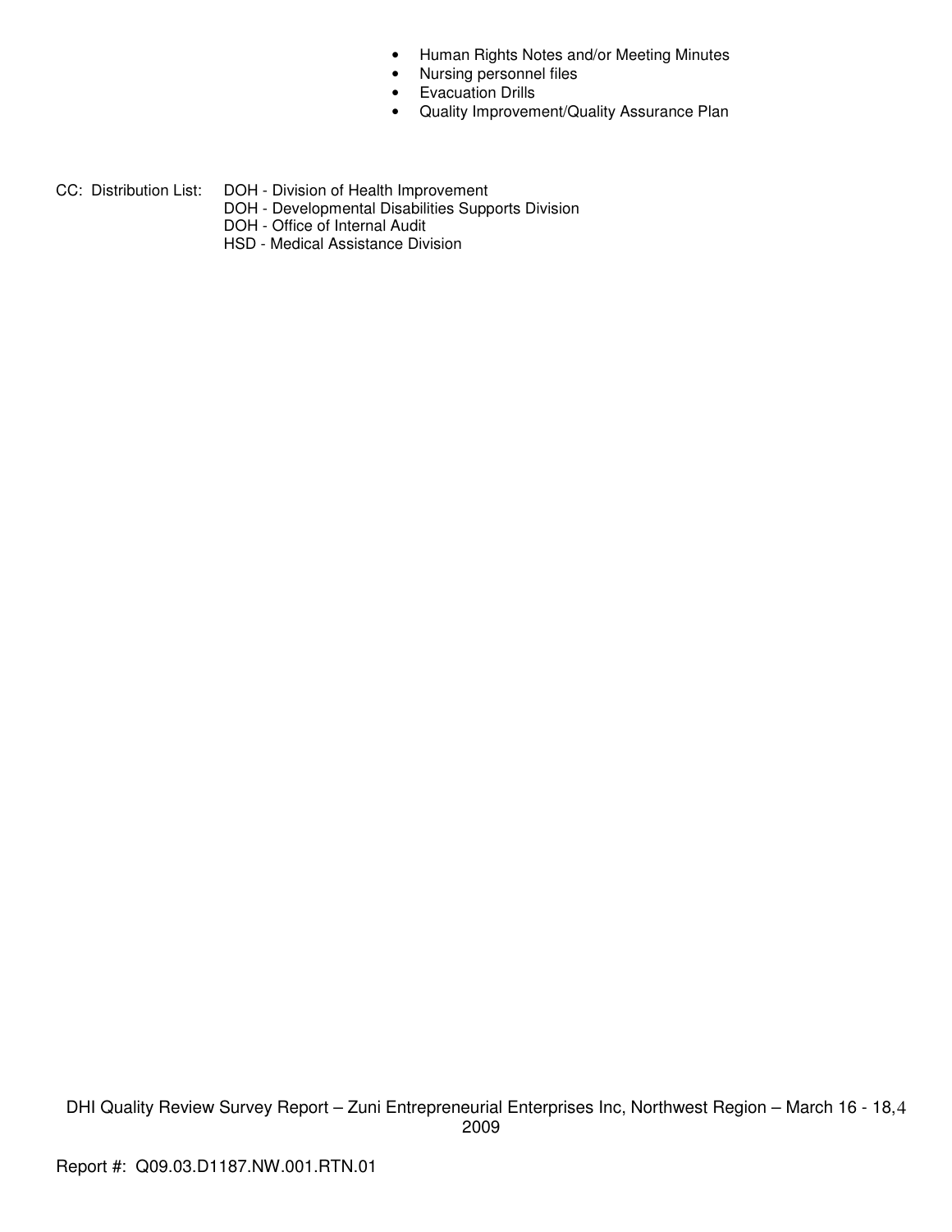- Human Rights Notes and/or Meeting Minutes
- Nursing personnel files
- Evacuation Drills
- Quality Improvement/Quality Assurance Plan

CC: Distribution List: DOH - Division of Health Improvement
DOH - Developmental Disabilities Supports Division
DOH - Office of Internal Audit
HSD - Medical Assistance Division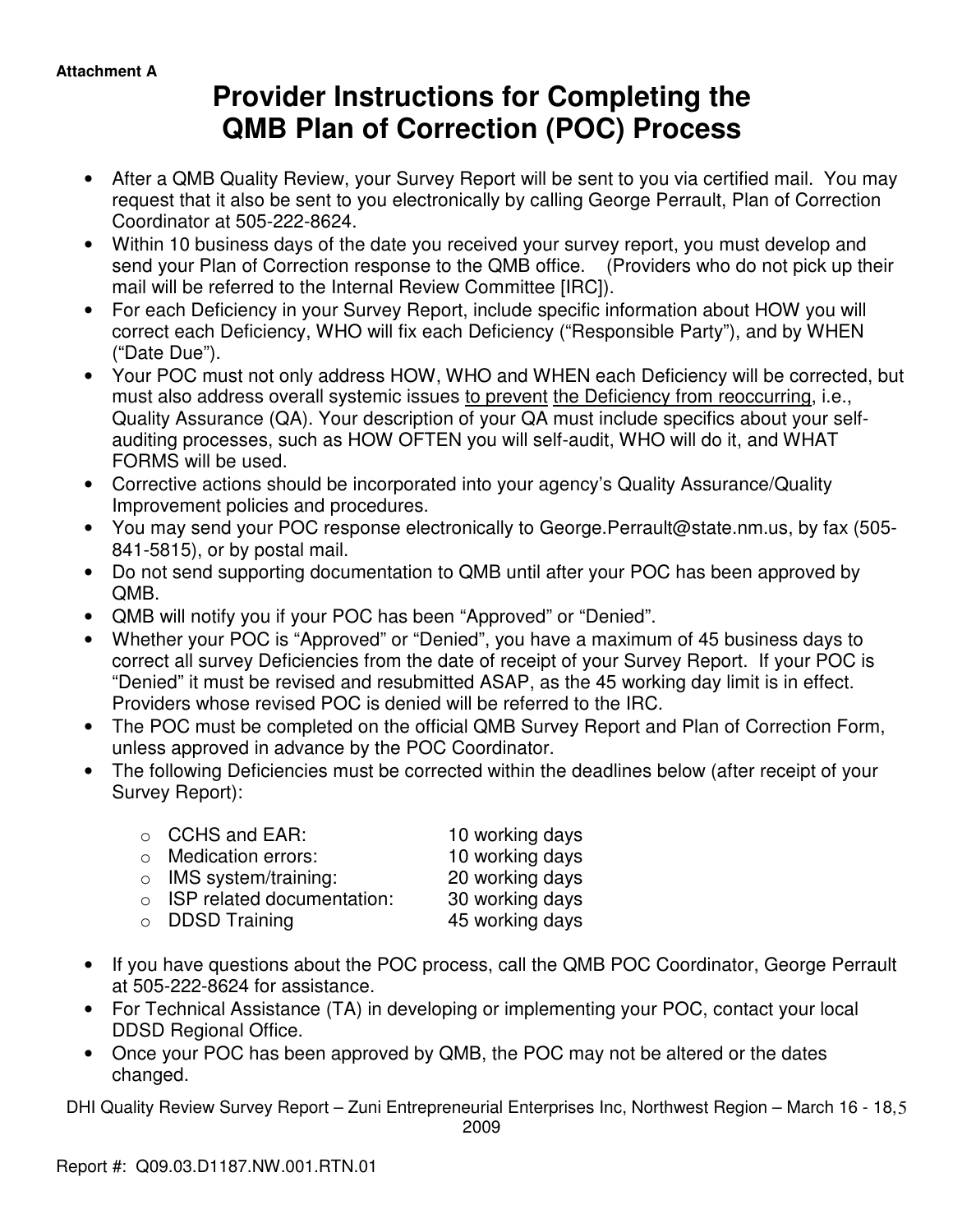**Attachment A**

# Provider Instructions for Completing the QMB Plan of Correction (POC) Process

- After a QMB Quality Review, your Survey Report will be sent to you via certified mail. You may request that it also be sent to you electronically by calling George Perrault, Plan of Correction Coordinator at 505-222-8624.
- Within 10 business days of the date you received your survey report, you must develop and send your Plan of Correction response to the QMB office. (Providers who do not pick up their mail will be referred to the Internal Review Committee [IRC]).
- For each Deficiency in your Survey Report, include specific information about HOW you will correct each Deficiency, WHO will fix each Deficiency ("Responsible Party"), and by WHEN ("Date Due").
- Your POC must not only address HOW, WHO and WHEN each Deficiency will be corrected, but must also address overall systemic issues <u>to prevent</u> <u>the Deficiency from reoccurring</u>, i.e., Quality Assurance (QA). Your description of your QA must include specifics about your self-auditing processes, such as HOW OFTEN you will self-audit, WHO will do it, and WHAT FORMS will be used.
- Corrective actions should be incorporated into your agency's Quality Assurance/Quality Improvement policies and procedures.
- You may send your POC response electronically to George.Perrault@state.nm.us, by fax (505-841-5815), or by postal mail.
- Do not send supporting documentation to QMB until after your POC has been approved by QMB.
- QMB will notify you if your POC has been "Approved" or "Denied".
- Whether your POC is "Approved" or "Denied", you have a maximum of 45 business days to correct all survey Deficiencies from the date of receipt of your Survey Report. If your POC is "Denied" it must be revised and resubmitted ASAP, as the 45 working day limit is in effect. Providers whose revised POC is denied will be referred to the IRC.
- The POC must be completed on the official QMB Survey Report and Plan of Correction Form, unless approved in advance by the POC Coordinator.
- The following Deficiencies must be corrected within the deadlines below (after receipt of your Survey Report):
  - CCHS and EAR: 10 working days
  - Medication errors: 10 working days
  - IMS system/training: 20 working days
  - ISP related documentation: 30 working days
  - DDSD Training 45 working days
- If you have questions about the POC process, call the QMB POC Coordinator, George Perrault at 505-222-8624 for assistance.
- For Technical Assistance (TA) in developing or implementing your POC, contact your local DDSD Regional Office.
- Once your POC has been approved by QMB, the POC may not be altered or the dates changed.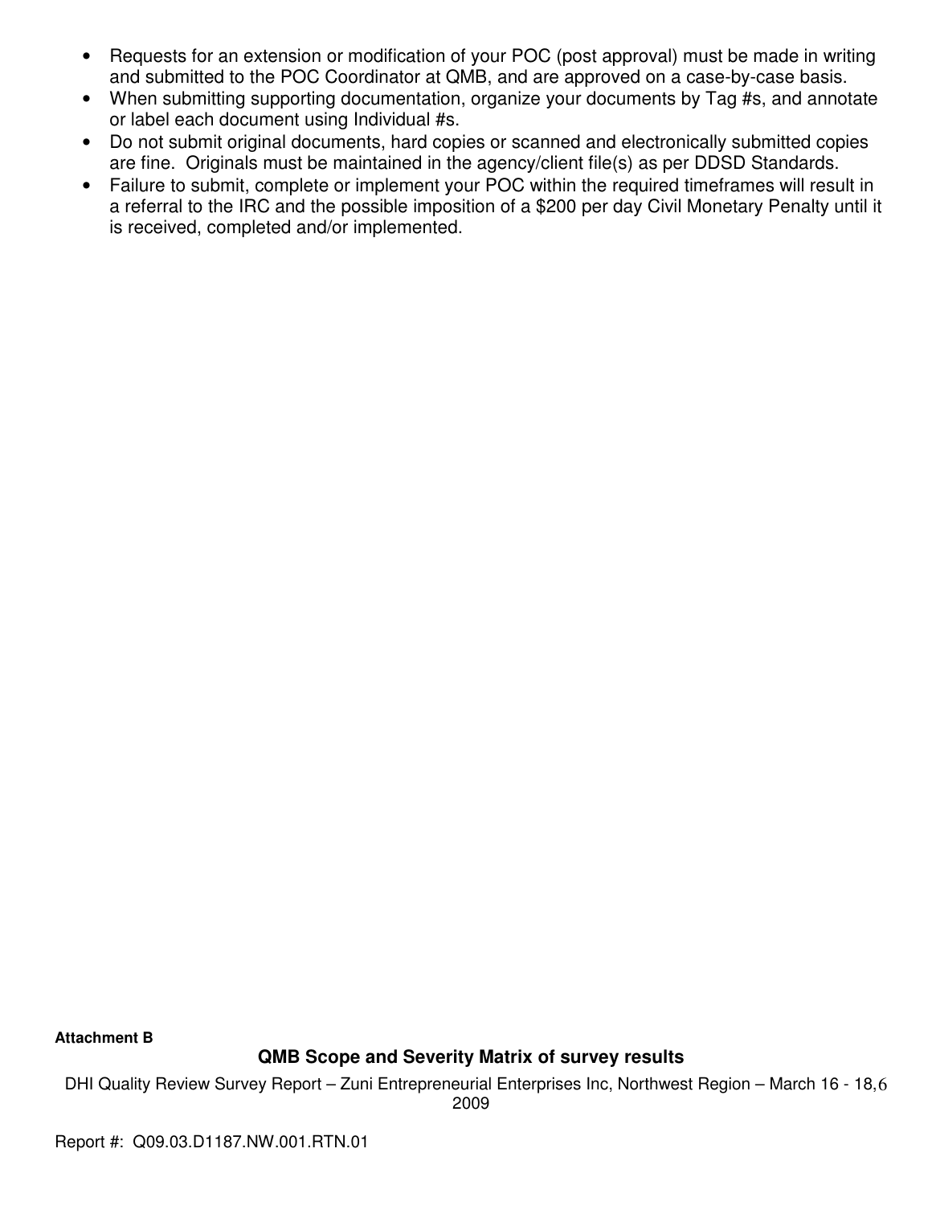- Requests for an extension or modification of your POC (post approval) must be made in writing and submitted to the POC Coordinator at QMB, and are approved on a case-by-case basis.
- When submitting supporting documentation, organize your documents by Tag #s, and annotate or label each document using Individual #s.
- Do not submit original documents, hard copies or scanned and electronically submitted copies are fine. Originals must be maintained in the agency/client file(s) as per DDSD Standards.
- Failure to submit, complete or implement your POC within the required timeframes will result in a referral to the IRC and the possible imposition of a $200 per day Civil Monetary Penalty until it is received, completed and/or implemented.

**Attachment B**

## QMB Scope and Severity Matrix of survey results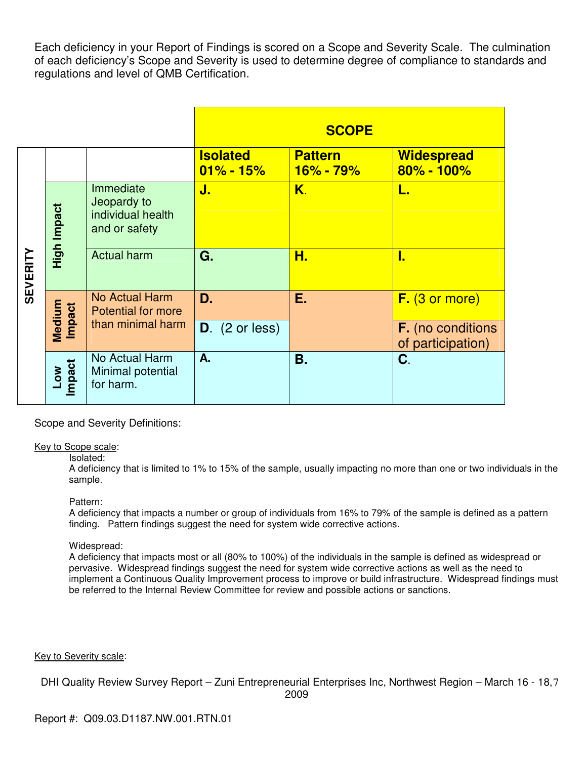Each deficiency in your Report of Findings is scored on a Scope and Severity Scale. The culmination of each deficiency's Scope and Severity is used to determine degree of compliance to standards and regulations and level of QMB Certification.

| | | | SCOPE | | |
|---|---|---|---|---|---|
| **SEVERITY** | | | **Isolated 01% - 15%** | **Pattern 16% - 79%** | **Widespread 80% - 100%** |
| | **High Impact** | Immediate Jeopardy to individual health and or safety | **J.** | **K.** | **L.** |
| | | Actual harm | **G.** | **H.** | **I.** |
| | **Medium Impact** | No Actual Harm Potential for more than minimal harm | **D.** | **E.** | **F.** (3 or more) |
| | | | **D.** (2 or less) | | **F.** (no conditions of participation) |
| | **Low Impact** | No Actual Harm Minimal potential for harm. | **A.** | **B.** | **C.** |

Scope and Severity Definitions:

Key to Scope scale:

Isolated:
A deficiency that is limited to 1% to 15% of the sample, usually impacting no more than one or two individuals in the sample.

Pattern:
A deficiency that impacts a number or group of individuals from 16% to 79% of the sample is defined as a pattern finding. Pattern findings suggest the need for system wide corrective actions.

Widespread:
A deficiency that impacts most or all (80% to 100%) of the individuals in the sample is defined as widespread or pervasive. Widespread findings suggest the need for system wide corrective actions as well as the need to implement a Continuous Quality Improvement process to improve or build infrastructure. Widespread findings must be referred to the Internal Review Committee for review and possible actions or sanctions.

Key to Severity scale: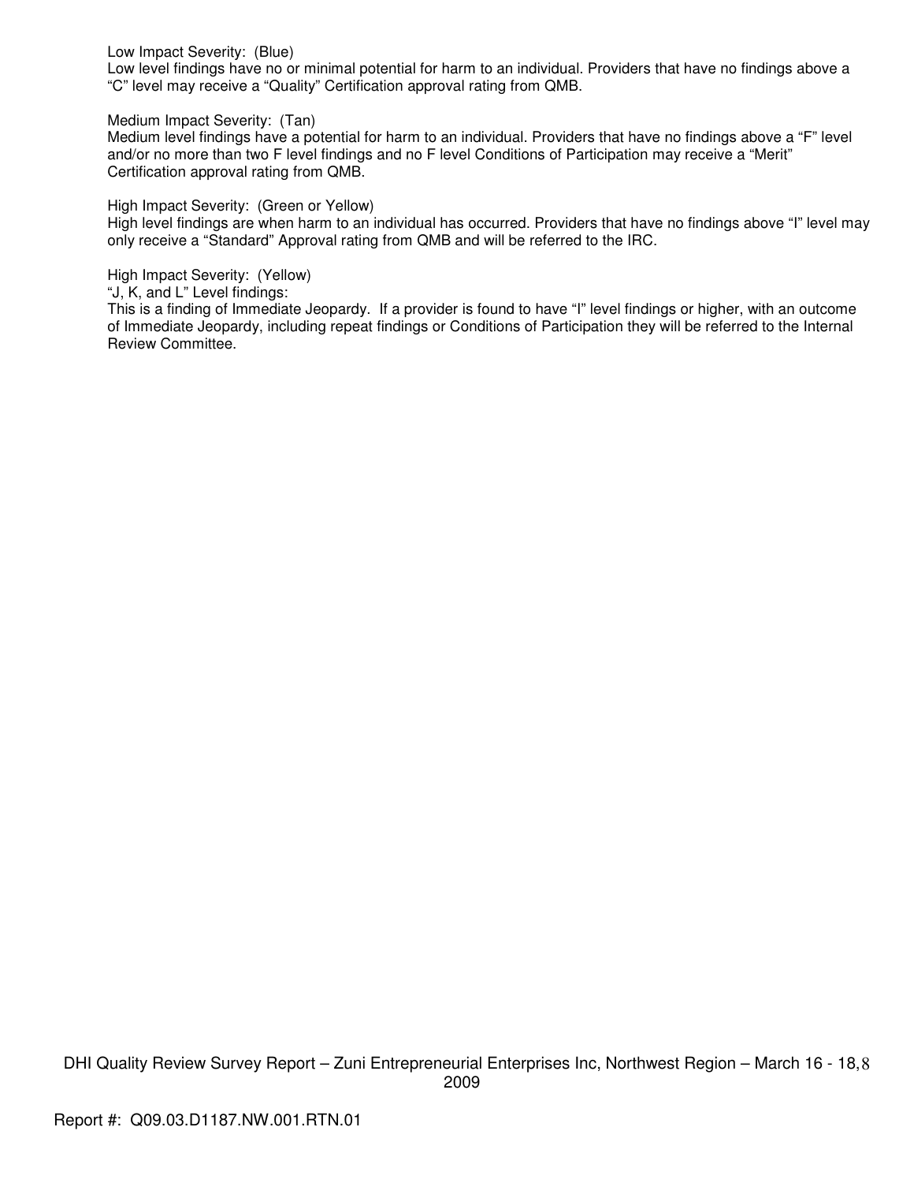Low Impact Severity: (Blue)
Low level findings have no or minimal potential for harm to an individual. Providers that have no findings above a "C" level may receive a "Quality" Certification approval rating from QMB.

Medium Impact Severity: (Tan)
Medium level findings have a potential for harm to an individual. Providers that have no findings above a "F" level and/or no more than two F level findings and no F level Conditions of Participation may receive a "Merit" Certification approval rating from QMB.

High Impact Severity: (Green or Yellow)
High level findings are when harm to an individual has occurred. Providers that have no findings above "I" level may only receive a "Standard" Approval rating from QMB and will be referred to the IRC.

High Impact Severity: (Yellow)
"J, K, and L" Level findings:
This is a finding of Immediate Jeopardy. If a provider is found to have "I" level findings or higher, with an outcome of Immediate Jeopardy, including repeat findings or Conditions of Participation they will be referred to the Internal Review Committee.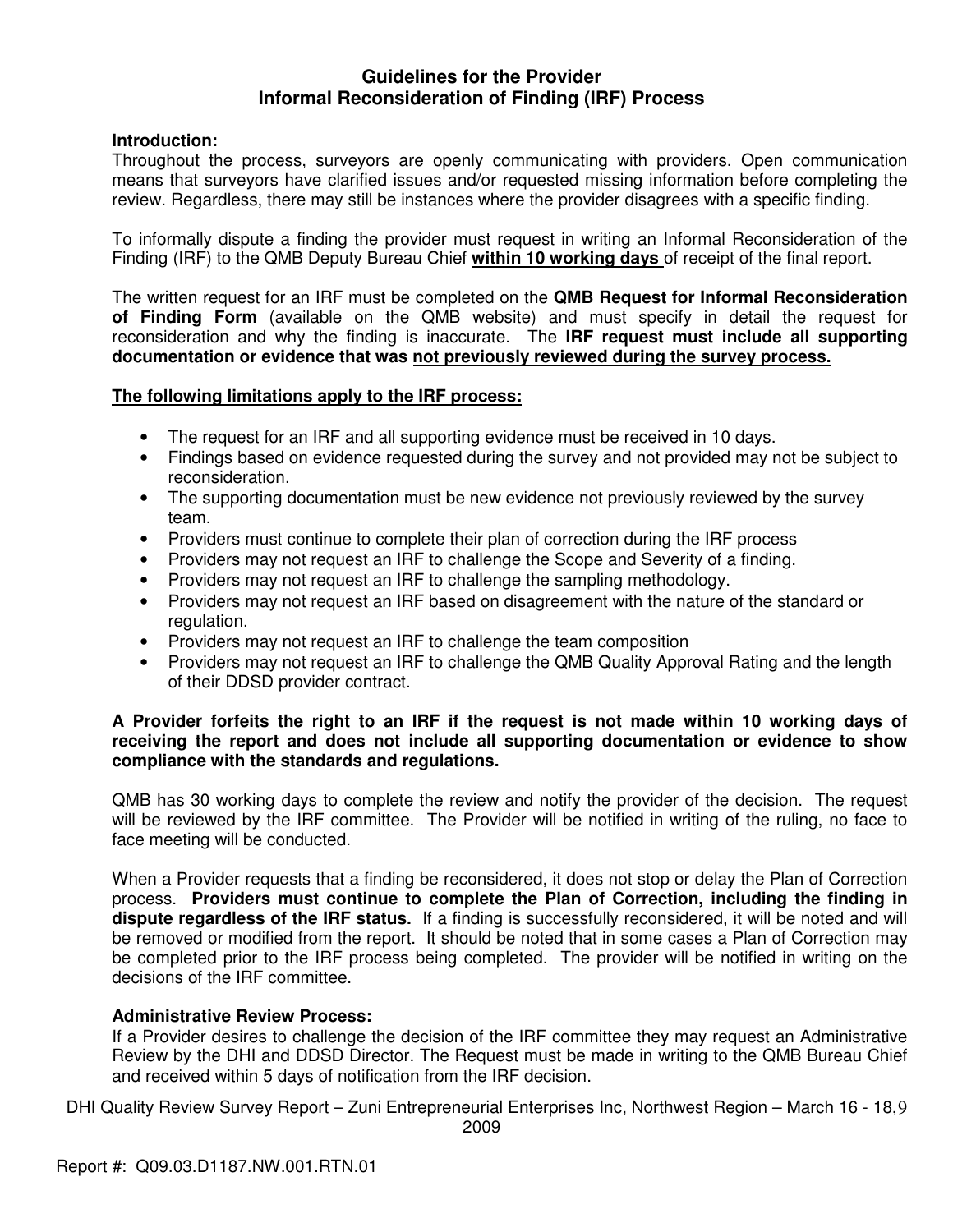# Guidelines for the Provider
# Informal Reconsideration of Finding (IRF) Process

**Introduction:**
Throughout the process, surveyors are openly communicating with providers. Open communication means that surveyors have clarified issues and/or requested missing information before completing the review. Regardless, there may still be instances where the provider disagrees with a specific finding.

To informally dispute a finding the provider must request in writing an Informal Reconsideration of the Finding (IRF) to the QMB Deputy Bureau Chief **within 10 working days** of receipt of the final report.

The written request for an IRF must be completed on the **QMB Request for Informal Reconsideration of Finding Form** (available on the QMB website) and must specify in detail the request for reconsideration and why the finding is inaccurate. The **IRF request must include all supporting documentation or evidence that was not previously reviewed during the survey process.**

**The following limitations apply to the IRF process:**

- The request for an IRF and all supporting evidence must be received in 10 days.
- Findings based on evidence requested during the survey and not provided may not be subject to reconsideration.
- The supporting documentation must be new evidence not previously reviewed by the survey team.
- Providers must continue to complete their plan of correction during the IRF process
- Providers may not request an IRF to challenge the Scope and Severity of a finding.
- Providers may not request an IRF to challenge the sampling methodology.
- Providers may not request an IRF based on disagreement with the nature of the standard or regulation.
- Providers may not request an IRF to challenge the team composition
- Providers may not request an IRF to challenge the QMB Quality Approval Rating and the length of their DDSD provider contract.

**A Provider forfeits the right to an IRF if the request is not made within 10 working days of receiving the report and does not include all supporting documentation or evidence to show compliance with the standards and regulations.**

QMB has 30 working days to complete the review and notify the provider of the decision. The request will be reviewed by the IRF committee. The Provider will be notified in writing of the ruling, no face to face meeting will be conducted.

When a Provider requests that a finding be reconsidered, it does not stop or delay the Plan of Correction process. **Providers must continue to complete the Plan of Correction, including the finding in dispute regardless of the IRF status.** If a finding is successfully reconsidered, it will be noted and will be removed or modified from the report. It should be noted that in some cases a Plan of Correction may be completed prior to the IRF process being completed. The provider will be notified in writing on the decisions of the IRF committee.

**Administrative Review Process:**
If a Provider desires to challenge the decision of the IRF committee they may request an Administrative Review by the DHI and DDSD Director. The Request must be made in writing to the QMB Bureau Chief and received within 5 days of notification from the IRF decision.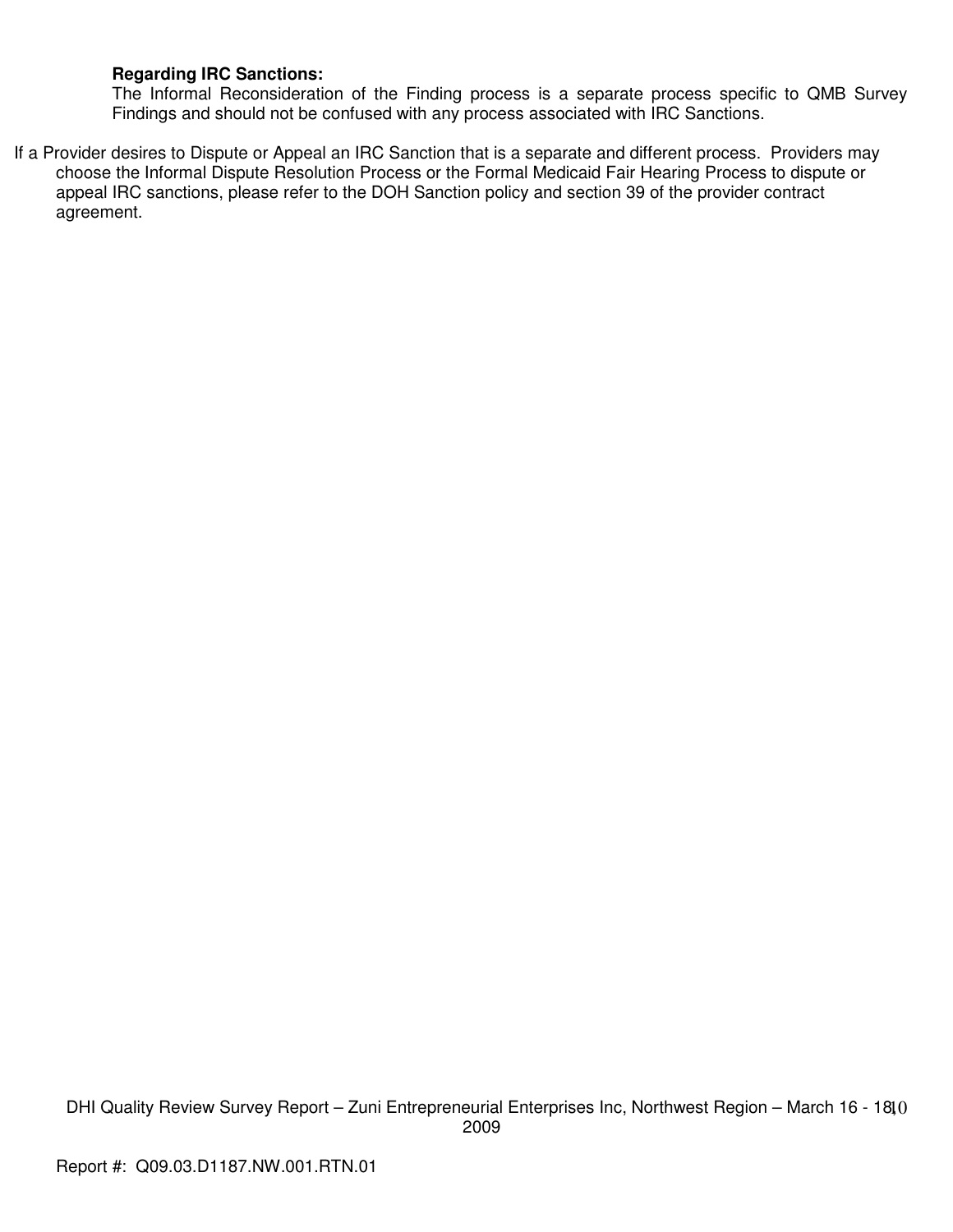**Regarding IRC Sanctions:**

The Informal Reconsideration of the Finding process is a separate process specific to QMB Survey Findings and should not be confused with any process associated with IRC Sanctions.

If a Provider desires to Dispute or Appeal an IRC Sanction that is a separate and different process. Providers may choose the Informal Dispute Resolution Process or the Formal Medicaid Fair Hearing Process to dispute or appeal IRC sanctions, please refer to the DOH Sanction policy and section 39 of the provider contract agreement.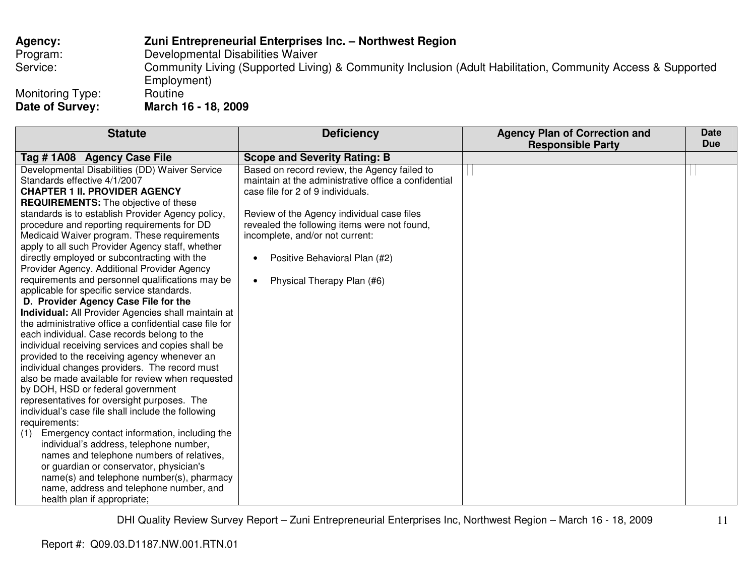**Agency:** **Zuni Entrepreneurial Enterprises Inc. – Northwest Region**
Program: Developmental Disabilities Waiver
Service: Community Living (Supported Living) & Community Inclusion (Adult Habilitation, Community Access & Supported Employment)
Monitoring Type: Routine
**Date of Survey:** **March 16 - 18, 2009**

| Statute | Deficiency | Agency Plan of Correction and Responsible Party | Date Due |
|---|---|---|---|
| **Tag # 1A08 Agency Case File** | **Scope and Severity Rating: B** | | |
| Developmental Disabilities (DD) Waiver Service Standards effective 4/1/2007<br>**CHAPTER 1 II. PROVIDER AGENCY REQUIREMENTS:** The objective of these standards is to establish Provider Agency policy, procedure and reporting requirements for DD Medicaid Waiver program. These requirements apply to all such Provider Agency staff, whether directly employed or subcontracting with the Provider Agency. Additional Provider Agency requirements and personnel qualifications may be applicable for specific service standards.<br>**D. Provider Agency Case File for the Individual:** All Provider Agencies shall maintain at the administrative office a confidential case file for each individual. Case records belong to the individual receiving services and copies shall be provided to the receiving agency whenever an individual changes providers. The record must also be made available for review when requested by DOH, HSD or federal government representatives for oversight purposes. The individual's case file shall include the following requirements:<br>(1) Emergency contact information, including the individual's address, telephone number, names and telephone numbers of relatives, or guardian or conservator, physician's name(s) and telephone number(s), pharmacy name, address and telephone number, and health plan if appropriate; | Based on record review, the Agency failed to maintain at the administrative office a confidential case file for 2 of 9 individuals.<br><br>Review of the Agency individual case files revealed the following items were not found, incomplete, and/or not current:<br><br>• Positive Behavioral Plan (#2)<br><br>• Physical Therapy Plan (#6) | | |

Report #: Q09.03.D1187.NW.001.RTN.01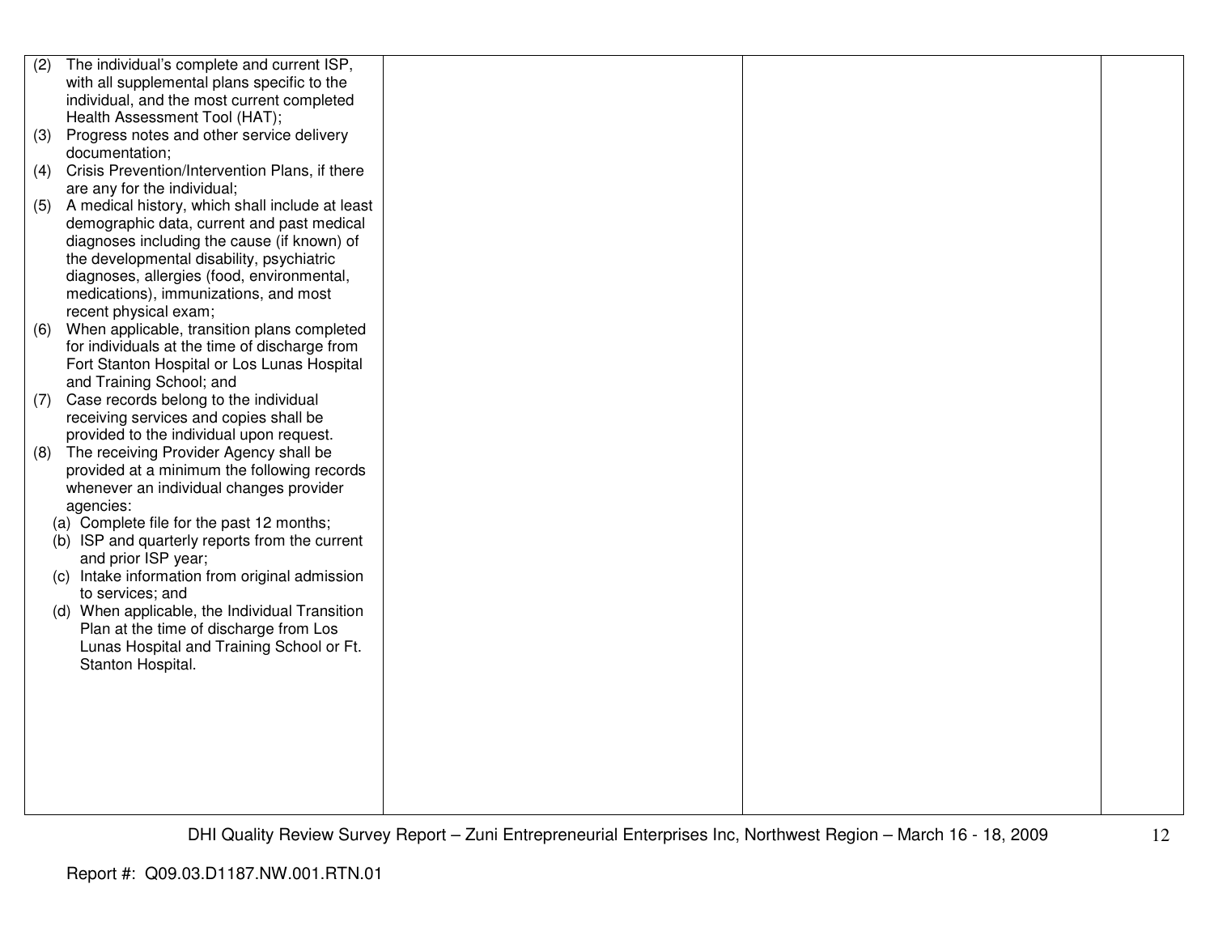| | | | |
|---|---|---|---|
| (2) The individual's complete and current ISP, with all supplemental plans specific to the individual, and the most current completed Health Assessment Tool (HAT);<br>(3) Progress notes and other service delivery documentation;<br>(4) Crisis Prevention/Intervention Plans, if there are any for the individual;<br>(5) A medical history, which shall include at least demographic data, current and past medical diagnoses including the cause (if known) of the developmental disability, psychiatric diagnoses, allergies (food, environmental, medications), immunizations, and most recent physical exam;<br>(6) When applicable, transition plans completed for individuals at the time of discharge from Fort Stanton Hospital or Los Lunas Hospital and Training School; and<br>(7) Case records belong to the individual receiving services and copies shall be provided to the individual upon request.<br>(8) The receiving Provider Agency shall be provided at a minimum the following records whenever an individual changes provider agencies:<br>(a) Complete file for the past 12 months;<br>(b) ISP and quarterly reports from the current and prior ISP year;<br>(c) Intake information from original admission to services; and<br>(d) When applicable, the Individual Transition Plan at the time of discharge from Los Lunas Hospital and Training School or Ft. Stanton Hospital. | | | |

Report #: Q09.03.D1187.NW.001.RTN.01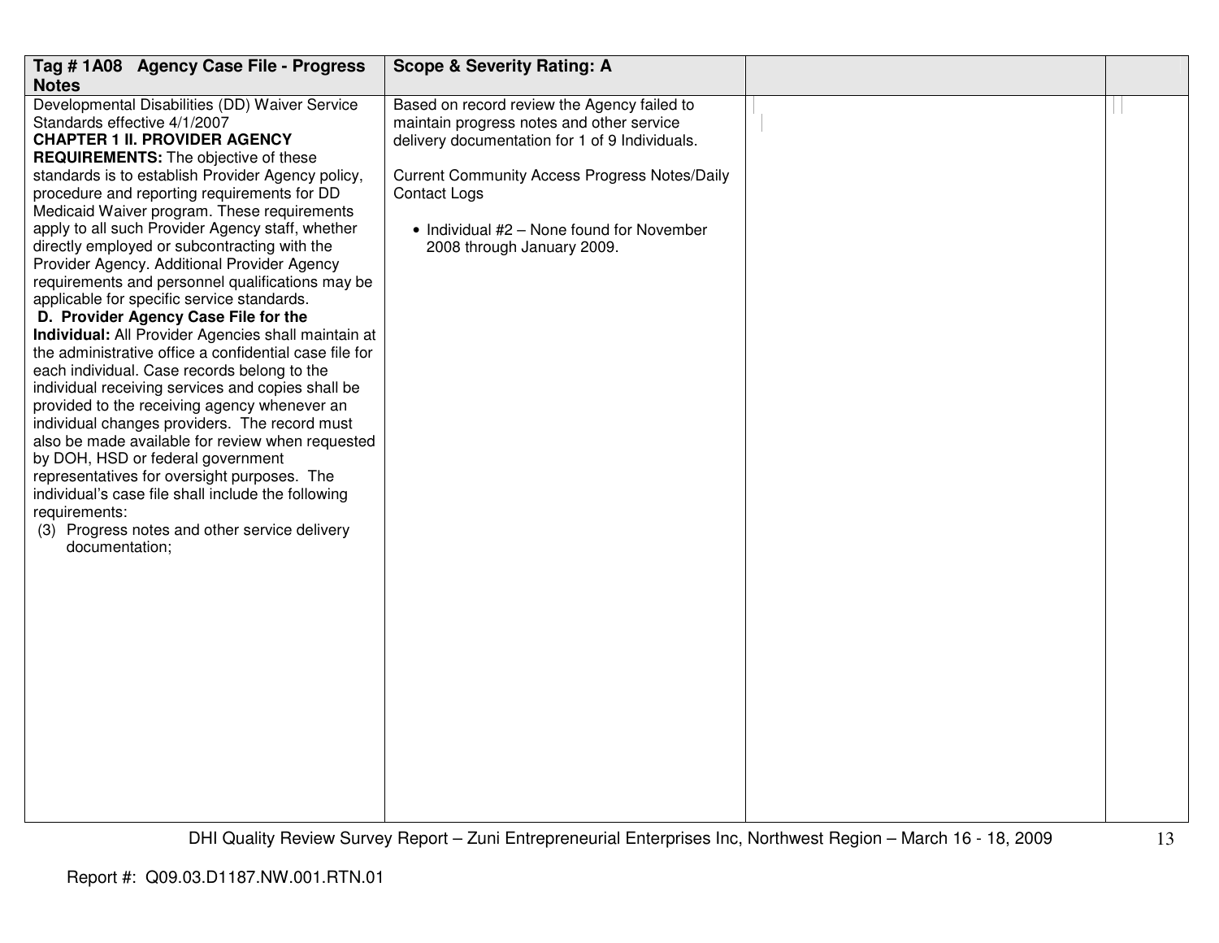| Tag # 1A08 Agency Case File - Progress Notes | Scope & Severity Rating: A | | |
|---|---|---|---|
| Developmental Disabilities (DD) Waiver Service Standards effective 4/1/2007<br>**CHAPTER 1 II. PROVIDER AGENCY REQUIREMENTS:** The objective of these standards is to establish Provider Agency policy, procedure and reporting requirements for DD Medicaid Waiver program. These requirements apply to all such Provider Agency staff, whether directly employed or subcontracting with the Provider Agency. Additional Provider Agency requirements and personnel qualifications may be applicable for specific service standards.<br>**D. Provider Agency Case File for the Individual:** All Provider Agencies shall maintain at the administrative office a confidential case file for each individual. Case records belong to the individual receiving services and copies shall be provided to the receiving agency whenever an individual changes providers. The record must also be made available for review when requested by DOH, HSD or federal government representatives for oversight purposes. The individual's case file shall include the following requirements:<br>(3) Progress notes and other service delivery documentation; | Based on record review the Agency failed to maintain progress notes and other service delivery documentation for 1 of 9 Individuals.<br><br>Current Community Access Progress Notes/Daily Contact Logs<br><br>• Individual #2 – None found for November 2008 through January 2009. | | |

Report #: Q09.03.D1187.NW.001.RTN.01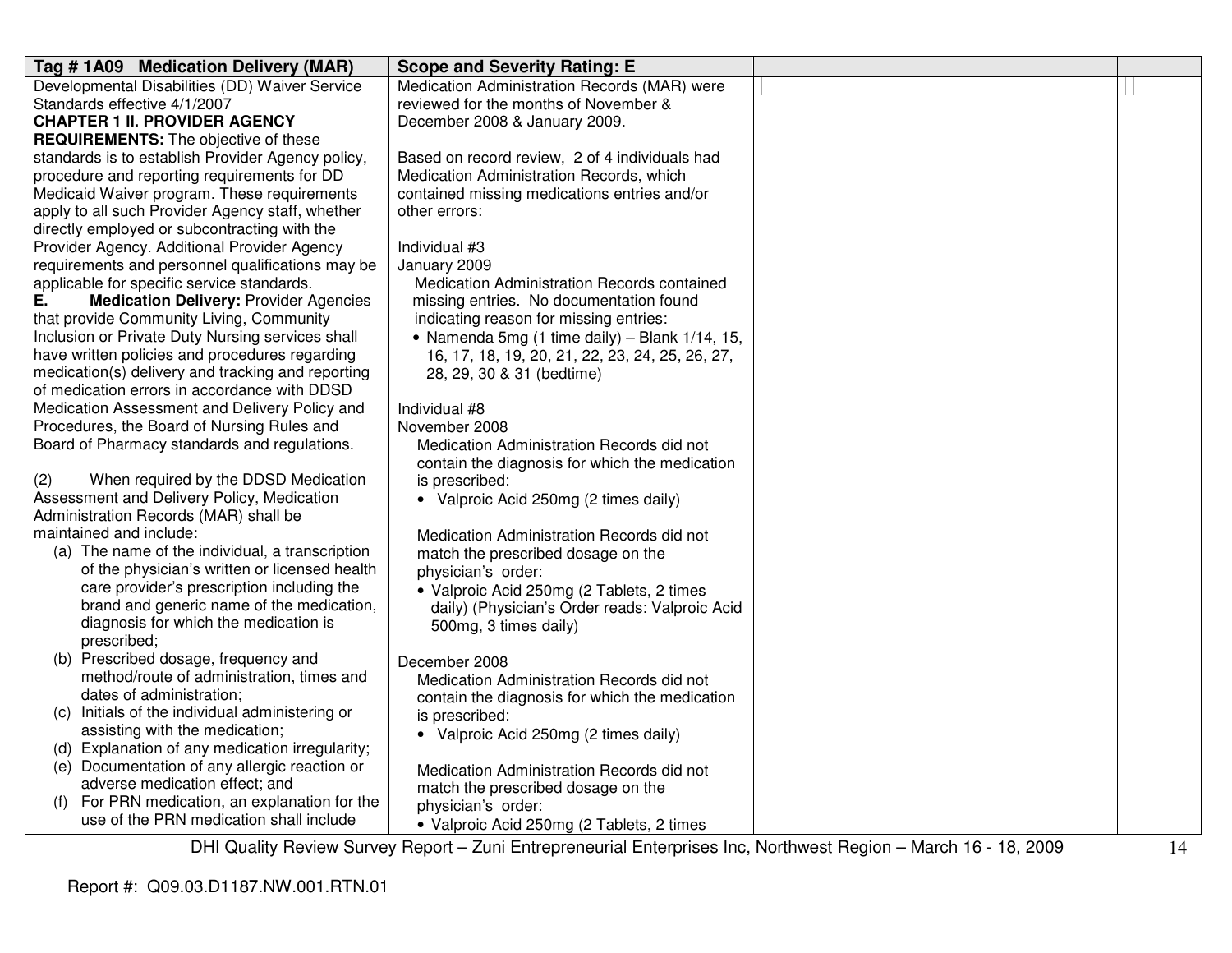| Tag # 1A09 Medication Delivery (MAR) | Scope and Severity Rating: E | | |
|---|---|---|---|
| Developmental Disabilities (DD) Waiver Service Standards effective 4/1/2007<br>**CHAPTER 1 II. PROVIDER AGENCY REQUIREMENTS:** The objective of these standards is to establish Provider Agency policy, procedure and reporting requirements for DD Medicaid Waiver program. These requirements apply to all such Provider Agency staff, whether directly employed or subcontracting with the Provider Agency. Additional Provider Agency requirements and personnel qualifications may be applicable for specific service standards.<br>**E. Medication Delivery:** Provider Agencies that provide Community Living, Community Inclusion or Private Duty Nursing services shall have written policies and procedures regarding medication(s) delivery and tracking and reporting of medication errors in accordance with DDSD Medication Assessment and Delivery Policy and Procedures, the Board of Nursing Rules and Board of Pharmacy standards and regulations.<br><br>(2) When required by the DDSD Medication Assessment and Delivery Policy, Medication Administration Records (MAR) shall be maintained and include:<br>(a) The name of the individual, a transcription of the physician's written or licensed health care provider's prescription including the brand and generic name of the medication, diagnosis for which the medication is prescribed;<br>(b) Prescribed dosage, frequency and method/route of administration, times and dates of administration;<br>(c) Initials of the individual administering or assisting with the medication;<br>(d) Explanation of any medication irregularity;<br>(e) Documentation of any allergic reaction or adverse medication effect; and<br>(f) For PRN medication, an explanation for the use of the PRN medication shall include | Medication Administration Records (MAR) were reviewed for the months of November & December 2008 & January 2009.<br><br>Based on record review, 2 of 4 individuals had Medication Administration Records, which contained missing medications entries and/or other errors:<br><br>Individual #3<br>January 2009<br>Medication Administration Records contained missing entries. No documentation found indicating reason for missing entries:<br>• Namenda 5mg (1 time daily) – Blank 1/14, 15, 16, 17, 18, 19, 20, 21, 22, 23, 24, 25, 26, 27, 28, 29, 30 & 31 (bedtime)<br><br>Individual #8<br>November 2008<br>Medication Administration Records did not contain the diagnosis for which the medication is prescribed:<br>• Valproic Acid 250mg (2 times daily)<br><br>Medication Administration Records did not match the prescribed dosage on the physician's order:<br>• Valproic Acid 250mg (2 Tablets, 2 times daily) (Physician's Order reads: Valproic Acid 500mg, 3 times daily)<br><br>December 2008<br>Medication Administration Records did not contain the diagnosis for which the medication is prescribed:<br>• Valproic Acid 250mg (2 times daily)<br><br>Medication Administration Records did not match the prescribed dosage on the physician's order:<br>• Valproic Acid 250mg (2 Tablets, 2 times | | |

Report #: Q09.03.D1187.NW.001.RTN.01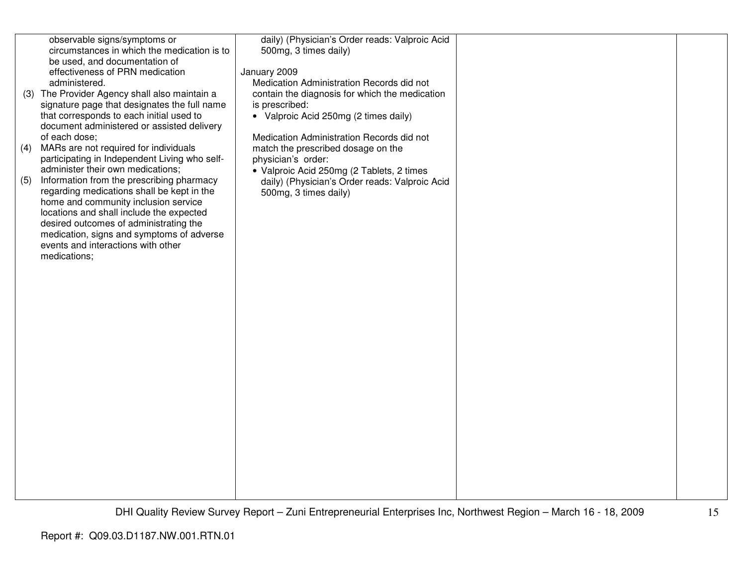| | | | |
|---|---|---|---|
| observable signs/symptoms or circumstances in which the medication is to be used, and documentation of effectiveness of PRN medication administered.<br>(3) The Provider Agency shall also maintain a signature page that designates the full name that corresponds to each initial used to document administered or assisted delivery of each dose;<br>(4) MARs are not required for individuals participating in Independent Living who self-administer their own medications;<br>(5) Information from the prescribing pharmacy regarding medications shall be kept in the home and community inclusion service locations and shall include the expected desired outcomes of administrating the medication, signs and symptoms of adverse events and interactions with other medications; | daily) (Physician's Order reads: Valproic Acid 500mg, 3 times daily)<br><br>January 2009<br>Medication Administration Records did not contain the diagnosis for which the medication is prescribed:<br>• Valproic Acid 250mg (2 times daily)<br><br>Medication Administration Records did not match the prescribed dosage on the physician's order:<br>• Valproic Acid 250mg (2 Tablets, 2 times daily) (Physician's Order reads: Valproic Acid 500mg, 3 times daily) | | |

Report #: Q09.03.D1187.NW.001.RTN.01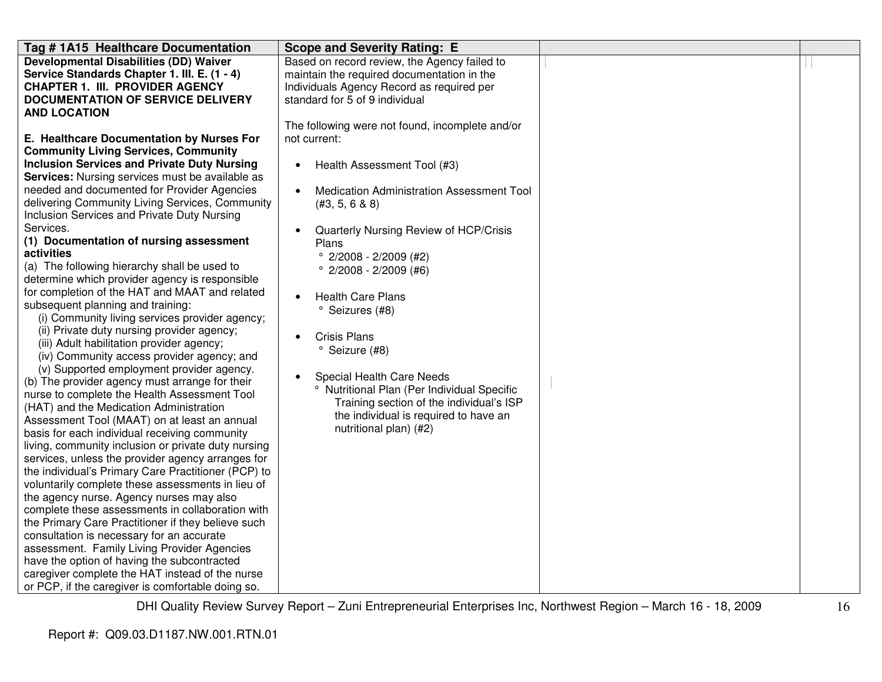| Tag # 1A15 Healthcare Documentation | Scope and Severity Rating: E | | |
|---|---|---|---|
| **Developmental Disabilities (DD) Waiver Service Standards Chapter 1. III. E. (1 - 4) CHAPTER 1. III. PROVIDER AGENCY DOCUMENTATION OF SERVICE DELIVERY AND LOCATION**<br><br>**E. Healthcare Documentation by Nurses For Community Living Services, Community Inclusion Services and Private Duty Nursing Services:** Nursing services must be available as needed and documented for Provider Agencies delivering Community Living Services, Community Inclusion Services and Private Duty Nursing Services.<br>**(1) Documentation of nursing assessment activities**<br>(a) The following hierarchy shall be used to determine which provider agency is responsible for completion of the HAT and MAAT and related subsequent planning and training:<br>(i) Community living services provider agency;<br>(ii) Private duty nursing provider agency;<br>(iii) Adult habilitation provider agency;<br>(iv) Community access provider agency; and<br>(v) Supported employment provider agency.<br>(b) The provider agency must arrange for their nurse to complete the Health Assessment Tool (HAT) and the Medication Administration Assessment Tool (MAAT) on at least an annual basis for each individual receiving community living, community inclusion or private duty nursing services, unless the provider agency arranges for the individual's Primary Care Practitioner (PCP) to voluntarily complete these assessments in lieu of the agency nurse. Agency nurses may also complete these assessments in collaboration with the Primary Care Practitioner if they believe such consultation is necessary for an accurate assessment. Family Living Provider Agencies have the option of having the subcontracted caregiver complete the HAT instead of the nurse or PCP, if the caregiver is comfortable doing so. | Based on record review, the Agency failed to maintain the required documentation in the Individuals Agency Record as required per standard for 5 of 9 individual<br><br>The following were not found, incomplete and/or not current:<br><br>• Health Assessment Tool (#3)<br><br>• Medication Administration Assessment Tool (#3, 5, 6 & 8)<br><br>• Quarterly Nursing Review of HCP/Crisis Plans<br>° 2/2008 - 2/2009 (#2)<br>° 2/2008 - 2/2009 (#6)<br><br>• Health Care Plans<br>° Seizures (#8)<br><br>• Crisis Plans<br>° Seizure (#8)<br><br>• Special Health Care Needs<br>° Nutritional Plan (Per Individual Specific Training section of the individual's ISP the individual is required to have an nutritional plan) (#2) | | |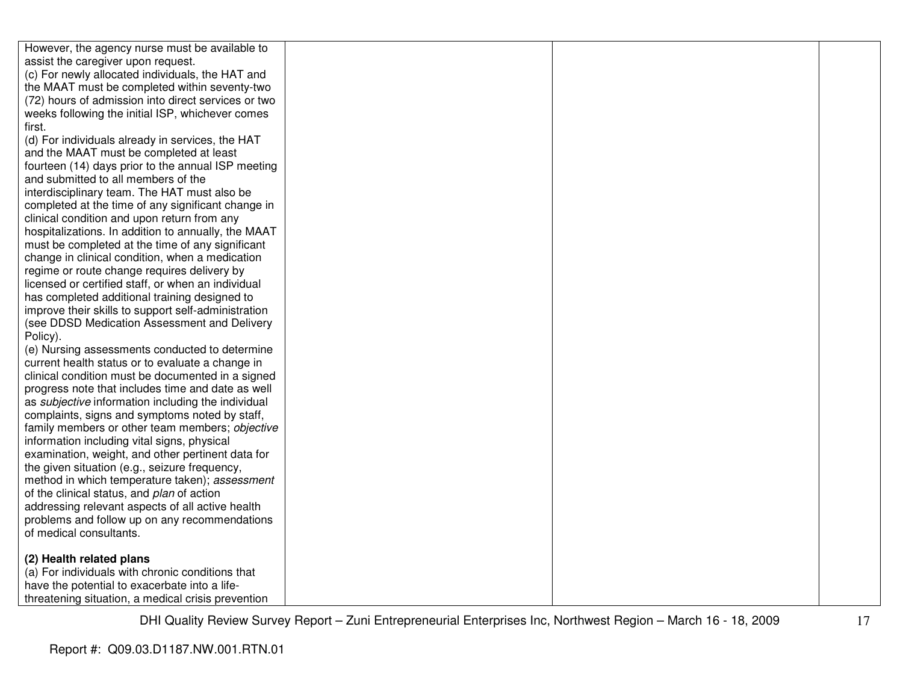| | | | |
|---|---|---|---|
| However, the agency nurse must be available to assist the caregiver upon request.<br>(c) For newly allocated individuals, the HAT and the MAAT must be completed within seventy-two (72) hours of admission into direct services or two weeks following the initial ISP, whichever comes first.<br>(d) For individuals already in services, the HAT and the MAAT must be completed at least fourteen (14) days prior to the annual ISP meeting and submitted to all members of the interdisciplinary team. The HAT must also be completed at the time of any significant change in clinical condition and upon return from any hospitalizations. In addition to annually, the MAAT must be completed at the time of any significant change in clinical condition, when a medication regime or route change requires delivery by licensed or certified staff, or when an individual has completed additional training designed to improve their skills to support self-administration (see DDSD Medication Assessment and Delivery Policy).<br>(e) Nursing assessments conducted to determine current health status or to evaluate a change in clinical condition must be documented in a signed progress note that includes time and date as well as *subjective* information including the individual complaints, signs and symptoms noted by staff, family members or other team members; *objective* information including vital signs, physical examination, weight, and other pertinent data for the given situation (e.g., seizure frequency, method in which temperature taken); *assessment* of the clinical status, and *plan* of action addressing relevant aspects of all active health problems and follow up on any recommendations of medical consultants.<br><br>**(2) Health related plans**<br>(a) For individuals with chronic conditions that have the potential to exacerbate into a life-threatening situation, a medical crisis prevention | | | |

Report #: Q09.03.D1187.NW.001.RTN.01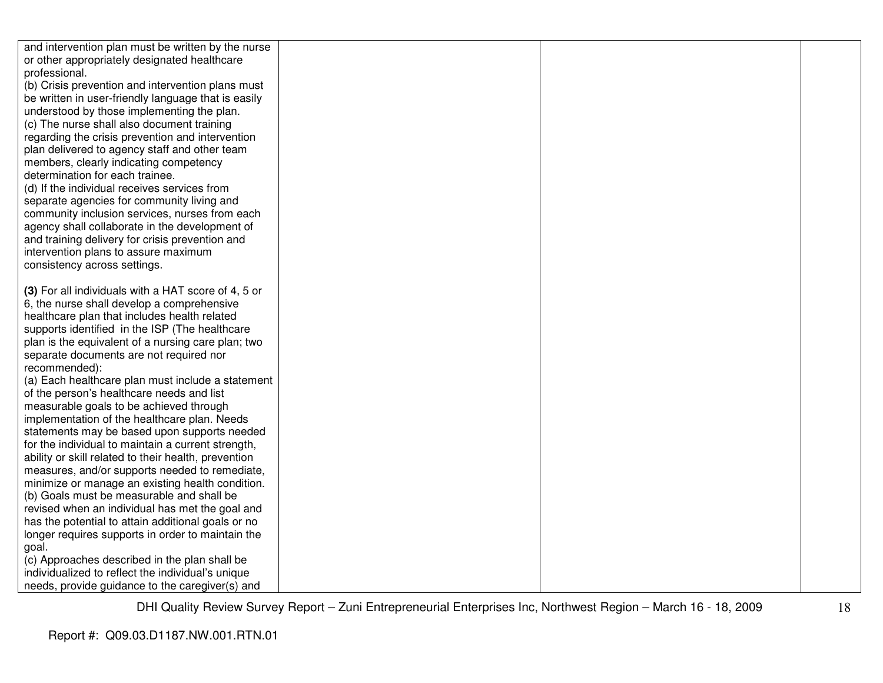| | | | |
|---|---|---|---|
| and intervention plan must be written by the nurse or other appropriately designated healthcare professional.<br>(b) Crisis prevention and intervention plans must be written in user-friendly language that is easily understood by those implementing the plan.<br>(c) The nurse shall also document training regarding the crisis prevention and intervention plan delivered to agency staff and other team members, clearly indicating competency determination for each trainee.<br>(d) If the individual receives services from separate agencies for community living and community inclusion services, nurses from each agency shall collaborate in the development of and training delivery for crisis prevention and intervention plans to assure maximum consistency across settings.<br><br>**(3)** For all individuals with a HAT score of 4, 5 or 6, the nurse shall develop a comprehensive healthcare plan that includes health related supports identified in the ISP (The healthcare plan is the equivalent of a nursing care plan; two separate documents are not required nor recommended):<br>(a) Each healthcare plan must include a statement of the person's healthcare needs and list measurable goals to be achieved through implementation of the healthcare plan. Needs statements may be based upon supports needed for the individual to maintain a current strength, ability or skill related to their health, prevention measures, and/or supports needed to remediate, minimize or manage an existing health condition.<br>(b) Goals must be measurable and shall be revised when an individual has met the goal and has the potential to attain additional goals or no longer requires supports in order to maintain the goal.<br>(c) Approaches described in the plan shall be individualized to reflect the individual's unique needs, provide guidance to the caregiver(s) and | | | |

Report #: Q09.03.D1187.NW.001.RTN.01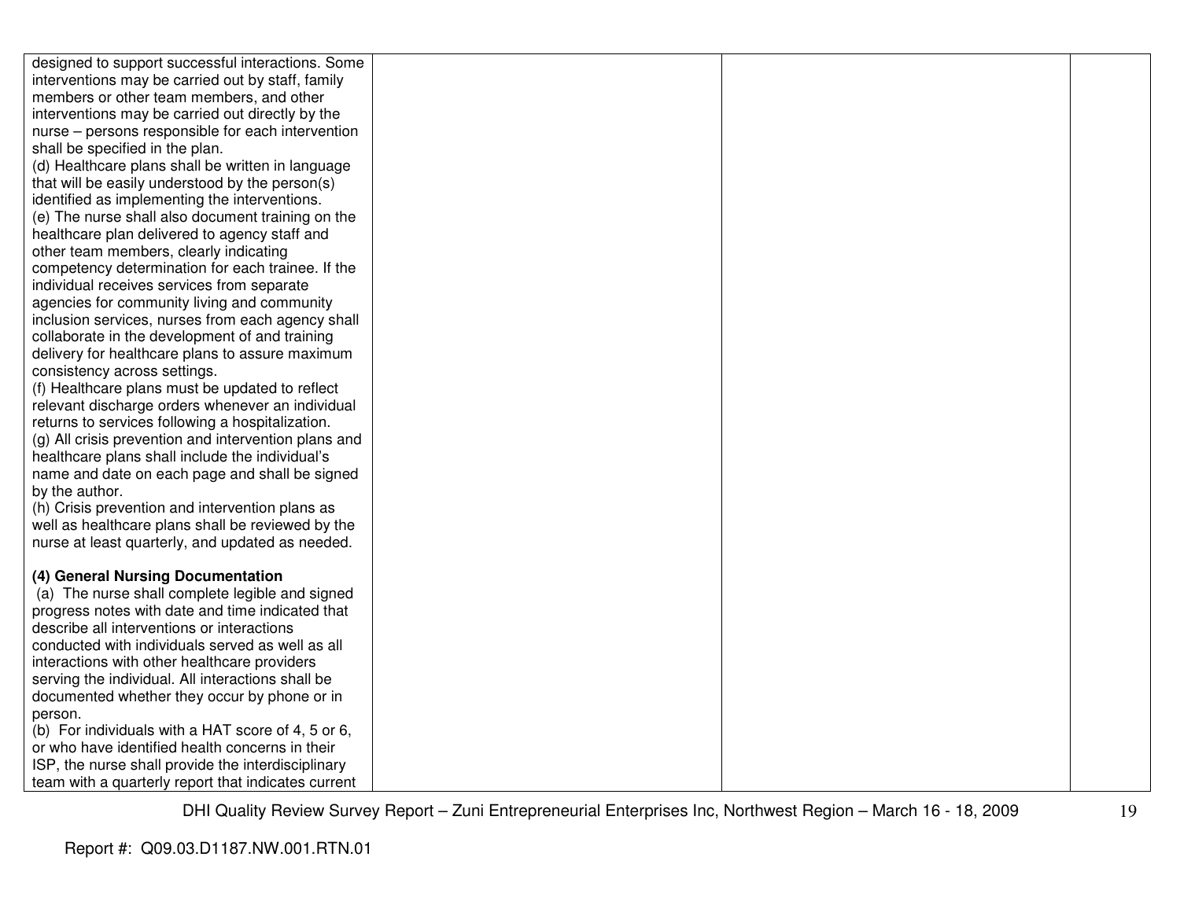| | | | |
|---|---|---|---|
| designed to support successful interactions. Some interventions may be carried out by staff, family members or other team members, and other interventions may be carried out directly by the nurse – persons responsible for each intervention shall be specified in the plan.<br>(d) Healthcare plans shall be written in language that will be easily understood by the person(s) identified as implementing the interventions.<br>(e) The nurse shall also document training on the healthcare plan delivered to agency staff and other team members, clearly indicating competency determination for each trainee. If the individual receives services from separate agencies for community living and community inclusion services, nurses from each agency shall collaborate in the development of and training delivery for healthcare plans to assure maximum consistency across settings.<br>(f) Healthcare plans must be updated to reflect relevant discharge orders whenever an individual returns to services following a hospitalization.<br>(g) All crisis prevention and intervention plans and healthcare plans shall include the individual's name and date on each page and shall be signed by the author.<br>(h) Crisis prevention and intervention plans as well as healthcare plans shall be reviewed by the nurse at least quarterly, and updated as needed.<br><br>**(4) General Nursing Documentation**<br>(a) The nurse shall complete legible and signed progress notes with date and time indicated that describe all interventions or interactions conducted with individuals served as well as all interactions with other healthcare providers serving the individual. All interactions shall be documented whether they occur by phone or in person.<br>(b) For individuals with a HAT score of 4, 5 or 6, or who have identified health concerns in their ISP, the nurse shall provide the interdisciplinary team with a quarterly report that indicates current | | | |

DHI Quality Review Survey Report – Zuni Entrepreneurial Enterprises Inc, Northwest Region – March 16 - 18, 2009

Report #: Q09.03.D1187.NW.001.RTN.01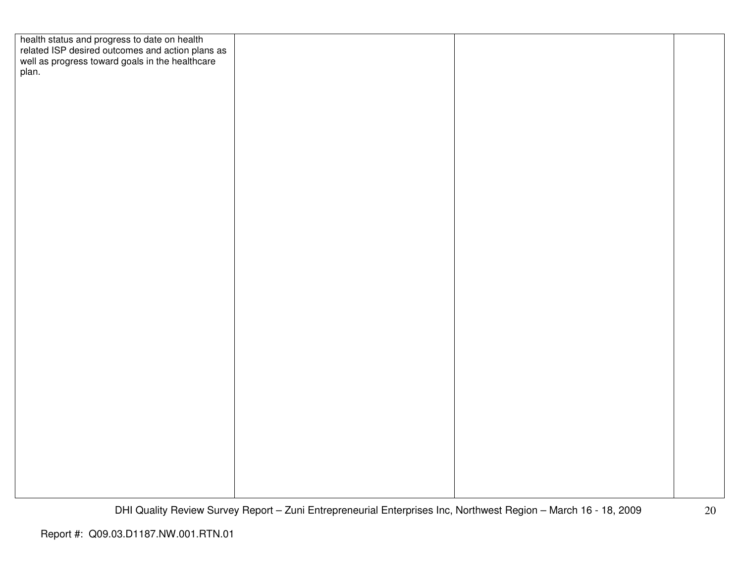| | | | |
|---|---|---|---|
| health status and progress to date on health related ISP desired outcomes and action plans as well as progress toward goals in the healthcare plan. | | | |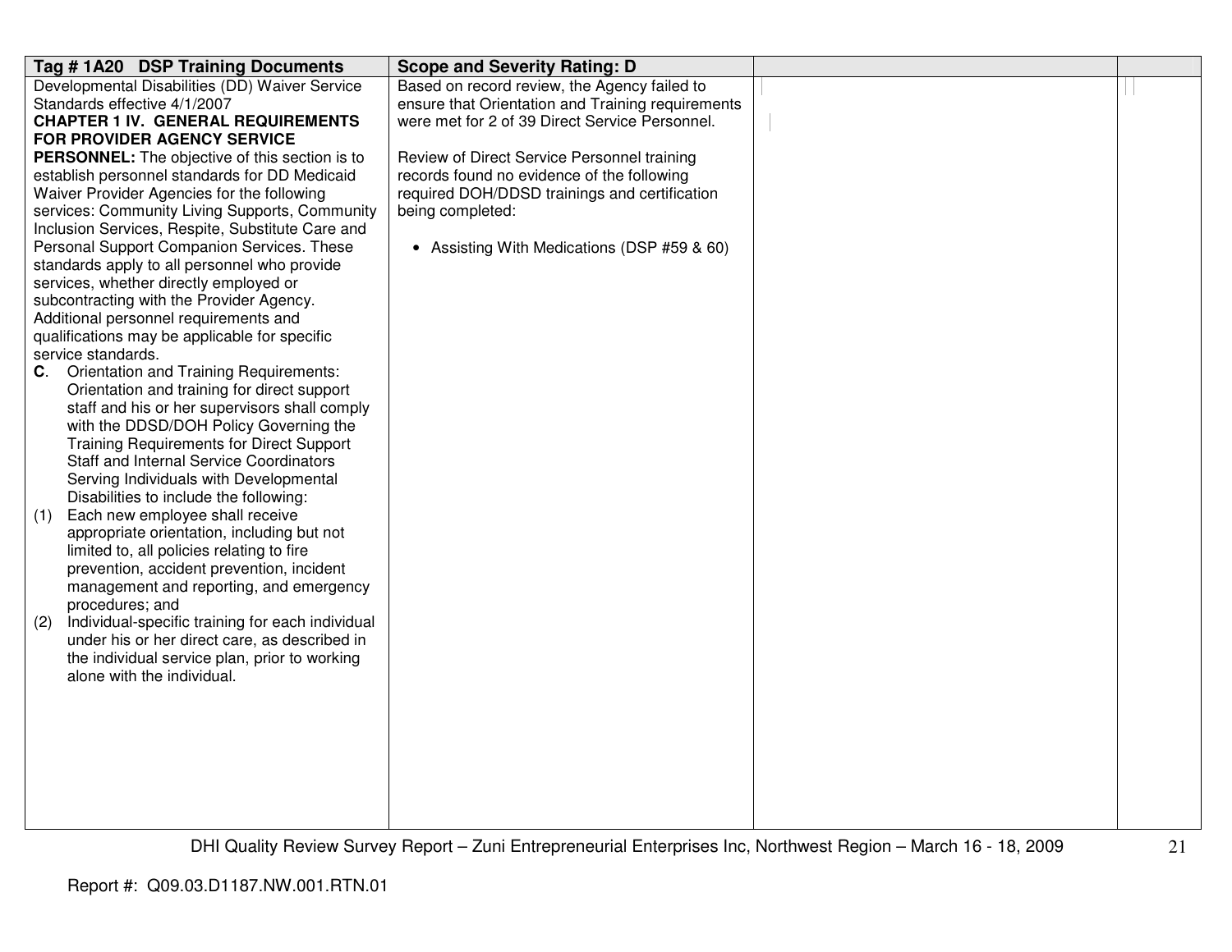| Tag # 1A20 DSP Training Documents | Scope and Severity Rating: D | | |
|---|---|---|---|
| Developmental Disabilities (DD) Waiver Service Standards effective 4/1/2007<br>**CHAPTER 1 IV. GENERAL REQUIREMENTS FOR PROVIDER AGENCY SERVICE PERSONNEL:** The objective of this section is to establish personnel standards for DD Medicaid Waiver Provider Agencies for the following services: Community Living Supports, Community Inclusion Services, Respite, Substitute Care and Personal Support Companion Services. These standards apply to all personnel who provide services, whether directly employed or subcontracting with the Provider Agency. Additional personnel requirements and qualifications may be applicable for specific service standards.<br>**C**. Orientation and Training Requirements: Orientation and training for direct support staff and his or her supervisors shall comply with the DDSD/DOH Policy Governing the Training Requirements for Direct Support Staff and Internal Service Coordinators Serving Individuals with Developmental Disabilities to include the following:<br>(1) Each new employee shall receive appropriate orientation, including but not limited to, all policies relating to fire prevention, accident prevention, incident management and reporting, and emergency procedures; and<br>(2) Individual-specific training for each individual under his or her direct care, as described in the individual service plan, prior to working alone with the individual. | Based on record review, the Agency failed to ensure that Orientation and Training requirements were met for 2 of 39 Direct Service Personnel.<br><br>Review of Direct Service Personnel training records found no evidence of the following required DOH/DDSD trainings and certification being completed:<br><br>• Assisting With Medications (DSP #59 & 60) | | |

Report #: Q09.03.D1187.NW.001.RTN.01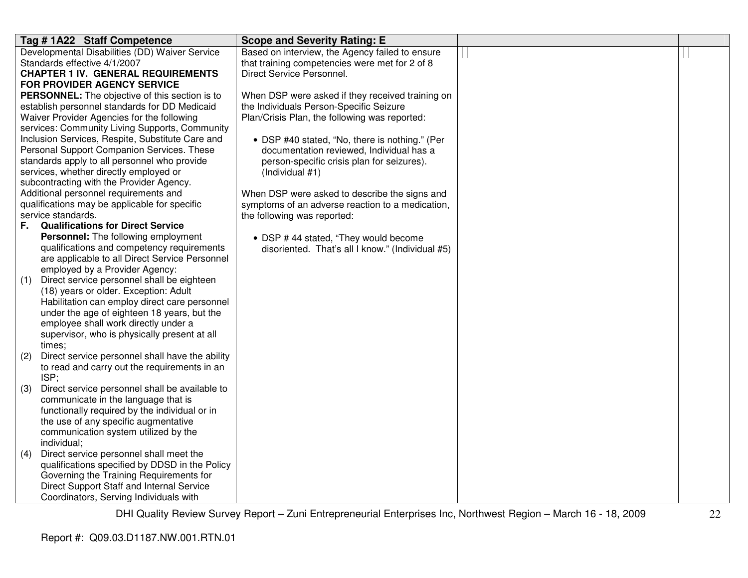| Tag # 1A22 Staff Competence | Scope and Severity Rating: E | | |
|---|---|---|---|
| Developmental Disabilities (DD) Waiver Service Standards effective 4/1/2007<br>**CHAPTER 1 IV. GENERAL REQUIREMENTS FOR PROVIDER AGENCY SERVICE PERSONNEL:** The objective of this section is to establish personnel standards for DD Medicaid Waiver Provider Agencies for the following services: Community Living Supports, Community Inclusion Services, Respite, Substitute Care and Personal Support Companion Services. These standards apply to all personnel who provide services, whether directly employed or subcontracting with the Provider Agency. Additional personnel requirements and qualifications may be applicable for specific service standards.<br>**F. Qualifications for Direct Service Personnel:** The following employment qualifications and competency requirements are applicable to all Direct Service Personnel employed by a Provider Agency:<br>(1) Direct service personnel shall be eighteen (18) years or older. Exception: Adult Habilitation can employ direct care personnel under the age of eighteen 18 years, but the employee shall work directly under a supervisor, who is physically present at all times;<br>(2) Direct service personnel shall have the ability to read and carry out the requirements in an ISP;<br>(3) Direct service personnel shall be available to communicate in the language that is functionally required by the individual or in the use of any specific augmentative communication system utilized by the individual;<br>(4) Direct service personnel shall meet the qualifications specified by DDSD in the Policy Governing the Training Requirements for Direct Support Staff and Internal Service Coordinators, Serving Individuals with | Based on interview, the Agency failed to ensure that training competencies were met for 2 of 8 Direct Service Personnel.<br><br>When DSP were asked if they received training on the Individuals Person-Specific Seizure Plan/Crisis Plan, the following was reported:<br><br>• DSP #40 stated, "No, there is nothing." (Per documentation reviewed, Individual has a person-specific crisis plan for seizures). (Individual #1)<br><br>When DSP were asked to describe the signs and symptoms of an adverse reaction to a medication, the following was reported:<br><br>• DSP # 44 stated, "They would become disoriented. That's all I know." (Individual #5) | | |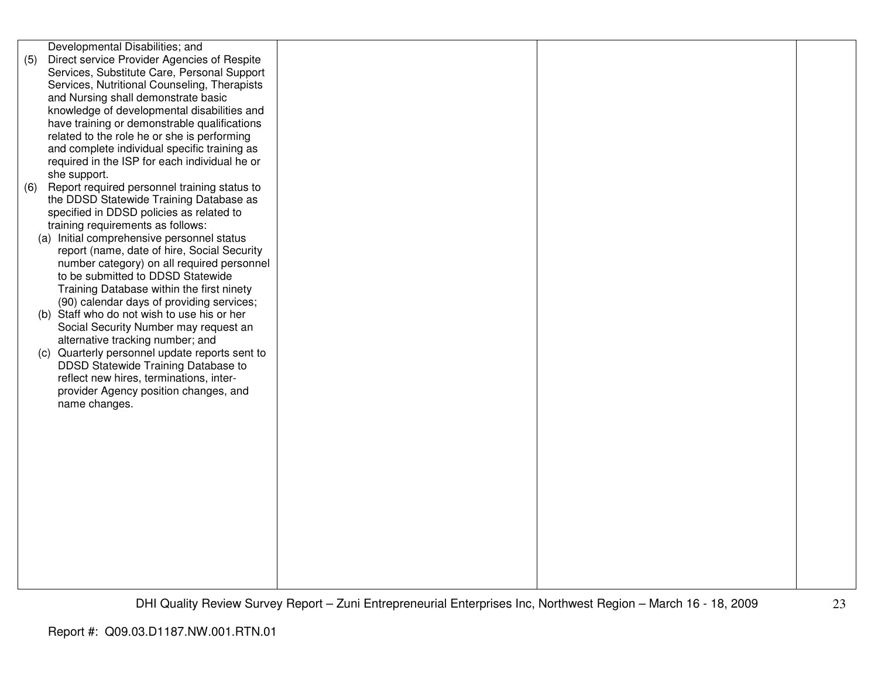| | | | |
|---|---|---|---|
| Developmental Disabilities; and<br>(5) Direct service Provider Agencies of Respite Services, Substitute Care, Personal Support Services, Nutritional Counseling, Therapists and Nursing shall demonstrate basic knowledge of developmental disabilities and have training or demonstrable qualifications related to the role he or she is performing and complete individual specific training as required in the ISP for each individual he or she support.<br>(6) Report required personnel training status to the DDSD Statewide Training Database as specified in DDSD policies as related to training requirements as follows:<br>(a) Initial comprehensive personnel status report (name, date of hire, Social Security number category) on all required personnel to be submitted to DDSD Statewide Training Database within the first ninety (90) calendar days of providing services;<br>(b) Staff who do not wish to use his or her Social Security Number may request an alternative tracking number; and<br>(c) Quarterly personnel update reports sent to DDSD Statewide Training Database to reflect new hires, terminations, inter-provider Agency position changes, and name changes. | | | |

DHI Quality Review Survey Report – Zuni Entrepreneurial Enterprises Inc, Northwest Region – March 16 - 18, 2009

Report #: Q09.03.D1187.NW.001.RTN.01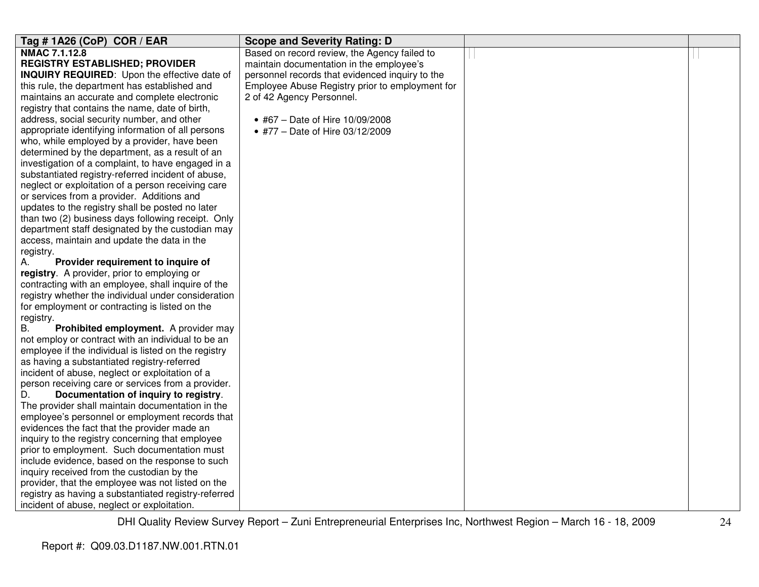| Tag # 1A26 (CoP) COR / EAR | Scope and Severity Rating: D | | |
|---|---|---|---|
| **NMAC 7.1.12.8**<br>**REGISTRY ESTABLISHED; PROVIDER INQUIRY REQUIRED**: Upon the effective date of this rule, the department has established and maintains an accurate and complete electronic registry that contains the name, date of birth, address, social security number, and other appropriate identifying information of all persons who, while employed by a provider, have been determined by the department, as a result of an investigation of a complaint, to have engaged in a substantiated registry-referred incident of abuse, neglect or exploitation of a person receiving care or services from a provider. Additions and updates to the registry shall be posted no later than two (2) business days following receipt. Only department staff designated by the custodian may access, maintain and update the data in the registry.<br>A. **Provider requirement to inquire of registry**. A provider, prior to employing or contracting with an employee, shall inquire of the registry whether the individual under consideration for employment or contracting is listed on the registry.<br>B. **Prohibited employment.** A provider may not employ or contract with an individual to be an employee if the individual is listed on the registry as having a substantiated registry-referred incident of abuse, neglect or exploitation of a person receiving care or services from a provider.<br>D. **Documentation of inquiry to registry**. The provider shall maintain documentation in the employee's personnel or employment records that evidences the fact that the provider made an inquiry to the registry concerning that employee prior to employment. Such documentation must include evidence, based on the response to such inquiry received from the custodian by the provider, that the employee was not listed on the registry as having a substantiated registry-referred incident of abuse, neglect or exploitation. | Based on record review, the Agency failed to maintain documentation in the employee's personnel records that evidenced inquiry to the Employee Abuse Registry prior to employment for 2 of 42 Agency Personnel.<br><br>• #67 – Date of Hire 10/09/2008<br>• #77 – Date of Hire 03/12/2009 | | |

Report #: Q09.03.D1187.NW.001.RTN.01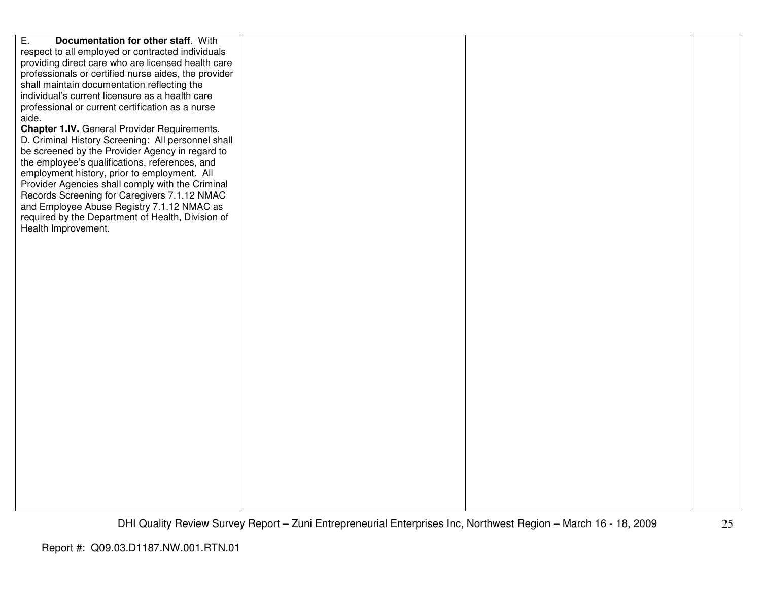| | | | |
|---|---|---|---|
| E. **Documentation for other staff**. With respect to all employed or contracted individuals providing direct care who are licensed health care professionals or certified nurse aides, the provider shall maintain documentation reflecting the individual's current licensure as a health care professional or current certification as a nurse aide.<br>**Chapter 1.IV.** General Provider Requirements. D. Criminal History Screening: All personnel shall be screened by the Provider Agency in regard to the employee's qualifications, references, and employment history, prior to employment. All Provider Agencies shall comply with the Criminal Records Screening for Caregivers 7.1.12 NMAC and Employee Abuse Registry 7.1.12 NMAC as required by the Department of Health, Division of Health Improvement. | | | |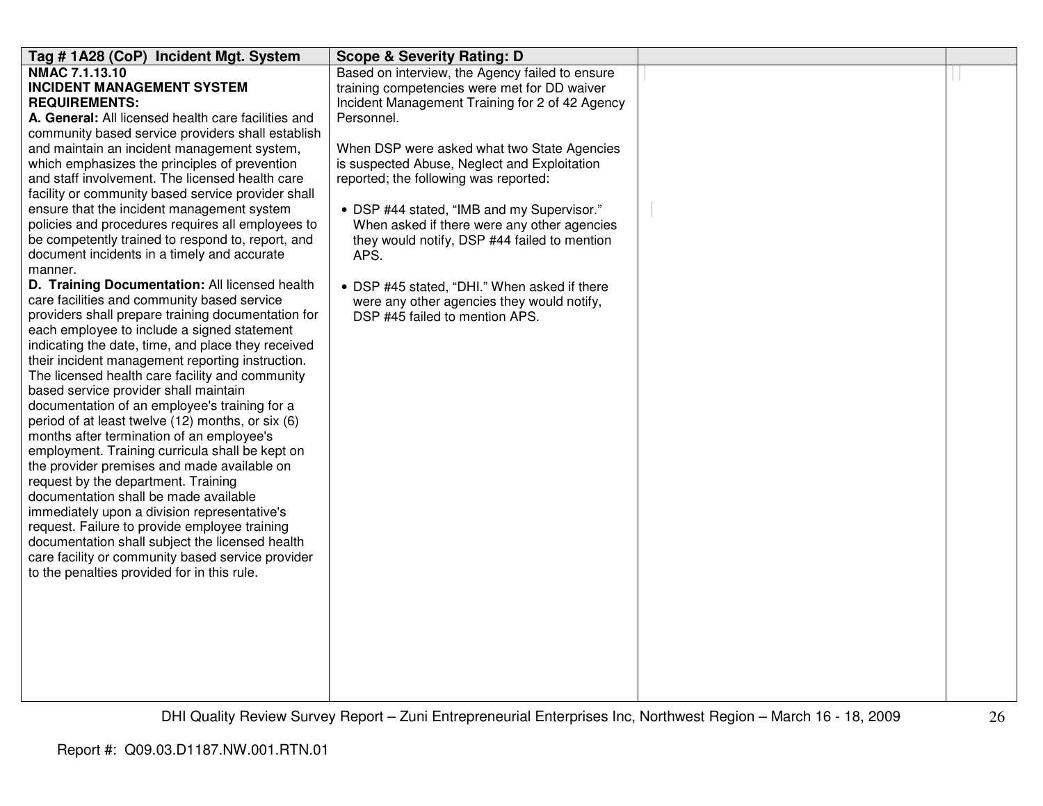| Tag # 1A28 (CoP) Incident Mgt. System | Scope & Severity Rating: D | | |
|---|---|---|---|
| **NMAC 7.1.13.10**<br>**INCIDENT MANAGEMENT SYSTEM REQUIREMENTS:**<br>**A. General:** All licensed health care facilities and community based service providers shall establish and maintain an incident management system, which emphasizes the principles of prevention and staff involvement. The licensed health care facility or community based service provider shall ensure that the incident management system policies and procedures requires all employees to be competently trained to respond to, report, and document incidents in a timely and accurate manner.<br>**D. Training Documentation:** All licensed health care facilities and community based service providers shall prepare training documentation for each employee to include a signed statement indicating the date, time, and place they received their incident management reporting instruction. The licensed health care facility and community based service provider shall maintain documentation of an employee's training for a period of at least twelve (12) months, or six (6) months after termination of an employee's employment. Training curricula shall be kept on the provider premises and made available on request by the department. Training documentation shall be made available immediately upon a division representative's request. Failure to provide employee training documentation shall subject the licensed health care facility or community based service provider to the penalties provided for in this rule. | Based on interview, the Agency failed to ensure training competencies were met for DD waiver Incident Management Training for 2 of 42 Agency Personnel.<br><br>When DSP were asked what two State Agencies is suspected Abuse, Neglect and Exploitation reported; the following was reported:<br><br>• DSP #44 stated, "IMB and my Supervisor." When asked if there were any other agencies they would notify, DSP #44 failed to mention APS.<br><br>• DSP #45 stated, "DHI." When asked if there were any other agencies they would notify, DSP #45 failed to mention APS. | | |

DHI Quality Review Survey Report – Zuni Entrepreneurial Enterprises Inc, Northwest Region – March 16 - 18, 2009

Report #: Q09.03.D1187.NW.001.RTN.01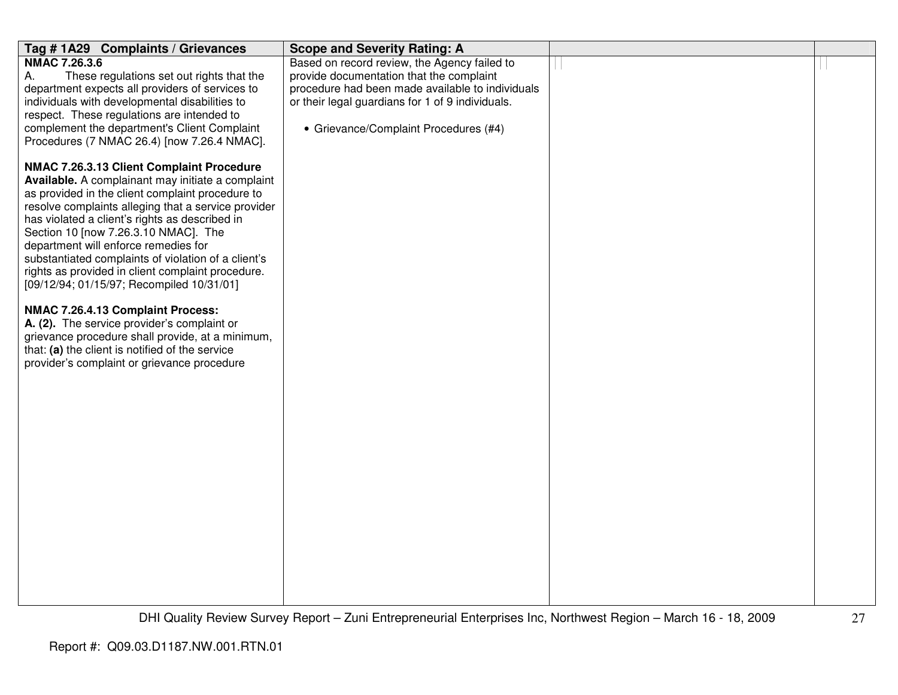| Tag # 1A29 Complaints / Grievances | Scope and Severity Rating: A | | |
|---|---|---|---|
| **NMAC 7.26.3.6**<br>A. These regulations set out rights that the department expects all providers of services to individuals with developmental disabilities to respect. These regulations are intended to complement the department's Client Complaint Procedures (7 NMAC 26.4) [now 7.26.4 NMAC].<br><br>**NMAC 7.26.3.13 Client Complaint Procedure Available.** A complainant may initiate a complaint as provided in the client complaint procedure to resolve complaints alleging that a service provider has violated a client's rights as described in Section 10 [now 7.26.3.10 NMAC]. The department will enforce remedies for substantiated complaints of violation of a client's rights as provided in client complaint procedure. [09/12/94; 01/15/97; Recompiled 10/31/01]<br><br>**NMAC 7.26.4.13 Complaint Process:**<br>**A. (2).** The service provider's complaint or grievance procedure shall provide, at a minimum, that: **(a)** the client is notified of the service provider's complaint or grievance procedure | Based on record review, the Agency failed to provide documentation that the complaint procedure had been made available to individuals or their legal guardians for 1 of 9 individuals.<br><br>• Grievance/Complaint Procedures (#4) | | |

Report #: Q09.03.D1187.NW.001.RTN.01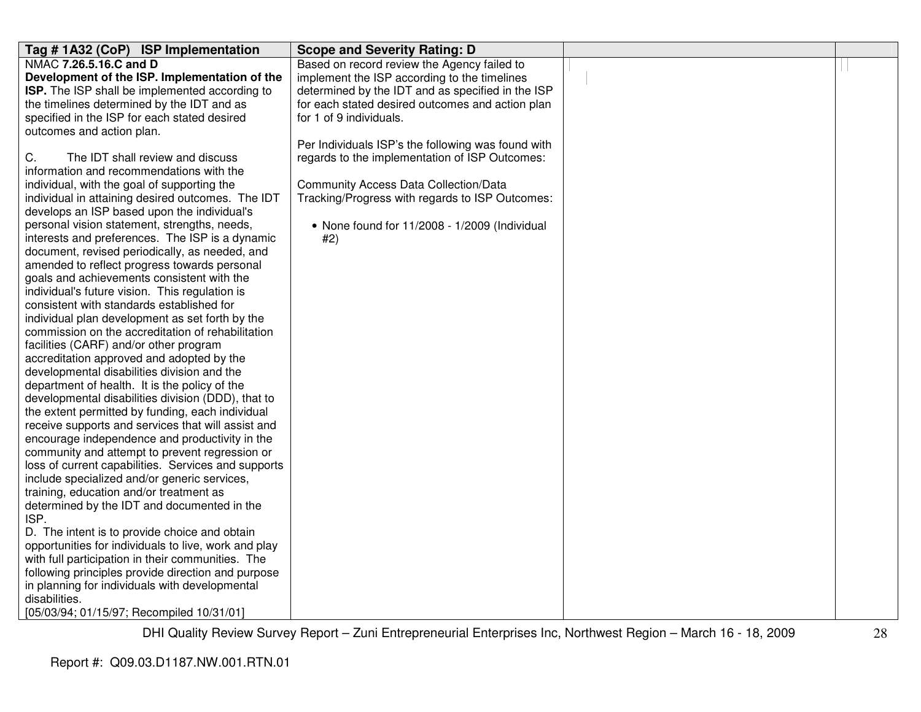| Tag # 1A32 (CoP) ISP Implementation | Scope and Severity Rating: D | | |
|---|---|---|---|
| NMAC **7.26.5.16.C and D**<br>**Development of the ISP. Implementation of the ISP.** The ISP shall be implemented according to the timelines determined by the IDT and as specified in the ISP for each stated desired outcomes and action plan.<br><br>C. The IDT shall review and discuss information and recommendations with the individual, with the goal of supporting the individual in attaining desired outcomes. The IDT develops an ISP based upon the individual's personal vision statement, strengths, needs, interests and preferences. The ISP is a dynamic document, revised periodically, as needed, and amended to reflect progress towards personal goals and achievements consistent with the individual's future vision. This regulation is consistent with standards established for individual plan development as set forth by the commission on the accreditation of rehabilitation facilities (CARF) and/or other program accreditation approved and adopted by the developmental disabilities division and the department of health. It is the policy of the developmental disabilities division (DDD), that to the extent permitted by funding, each individual receive supports and services that will assist and encourage independence and productivity in the community and attempt to prevent regression or loss of current capabilities. Services and supports include specialized and/or generic services, training, education and/or treatment as determined by the IDT and documented in the ISP.<br>D. The intent is to provide choice and obtain opportunities for individuals to live, work and play with full participation in their communities. The following principles provide direction and purpose in planning for individuals with developmental disabilities.<br>[05/03/94; 01/15/97; Recompiled 10/31/01] | Based on record review the Agency failed to implement the ISP according to the timelines determined by the IDT and as specified in the ISP for each stated desired outcomes and action plan for 1 of 9 individuals.<br><br>Per Individuals ISP's the following was found with regards to the implementation of ISP Outcomes:<br><br>Community Access Data Collection/Data Tracking/Progress with regards to ISP Outcomes:<br><br>• None found for 11/2008 - 1/2009 (Individual #2) | | |

Report #: Q09.03.D1187.NW.001.RTN.01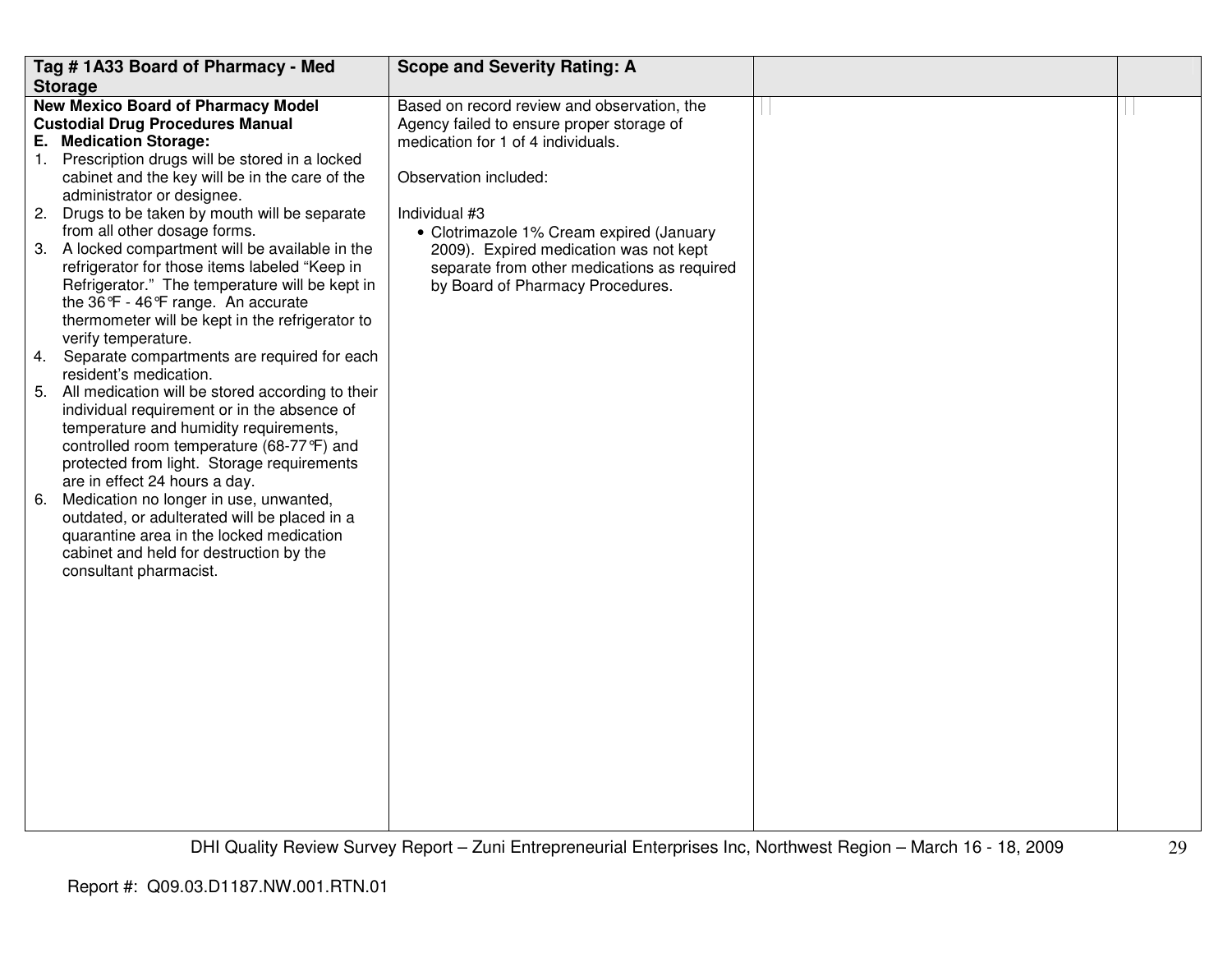| Tag # 1A33 Board of Pharmacy - Med Storage | Scope and Severity Rating: A | | |
|---|---|---|---|
| **New Mexico Board of Pharmacy Model Custodial Drug Procedures Manual**<br>**E. Medication Storage:**<br>1. Prescription drugs will be stored in a locked cabinet and the key will be in the care of the administrator or designee.<br>2. Drugs to be taken by mouth will be separate from all other dosage forms.<br>3. A locked compartment will be available in the refrigerator for those items labeled "Keep in Refrigerator." The temperature will be kept in the 36℉ - 46℉ range. An accurate thermometer will be kept in the refrigerator to verify temperature.<br>4. Separate compartments are required for each resident's medication.<br>5. All medication will be stored according to their individual requirement or in the absence of temperature and humidity requirements, controlled room temperature (68-77℉) and protected from light. Storage requirements are in effect 24 hours a day.<br>6. Medication no longer in use, unwanted, outdated, or adulterated will be placed in a quarantine area in the locked medication cabinet and held for destruction by the consultant pharmacist. | Based on record review and observation, the Agency failed to ensure proper storage of medication for 1 of 4 individuals.<br><br>Observation included:<br><br>Individual #3<br>• Clotrimazole 1% Cream expired (January 2009). Expired medication was not kept separate from other medications as required by Board of Pharmacy Procedures. | | |

DHI Quality Review Survey Report – Zuni Entrepreneurial Enterprises Inc, Northwest Region – March 16 - 18, 2009

Report #: Q09.03.D1187.NW.001.RTN.01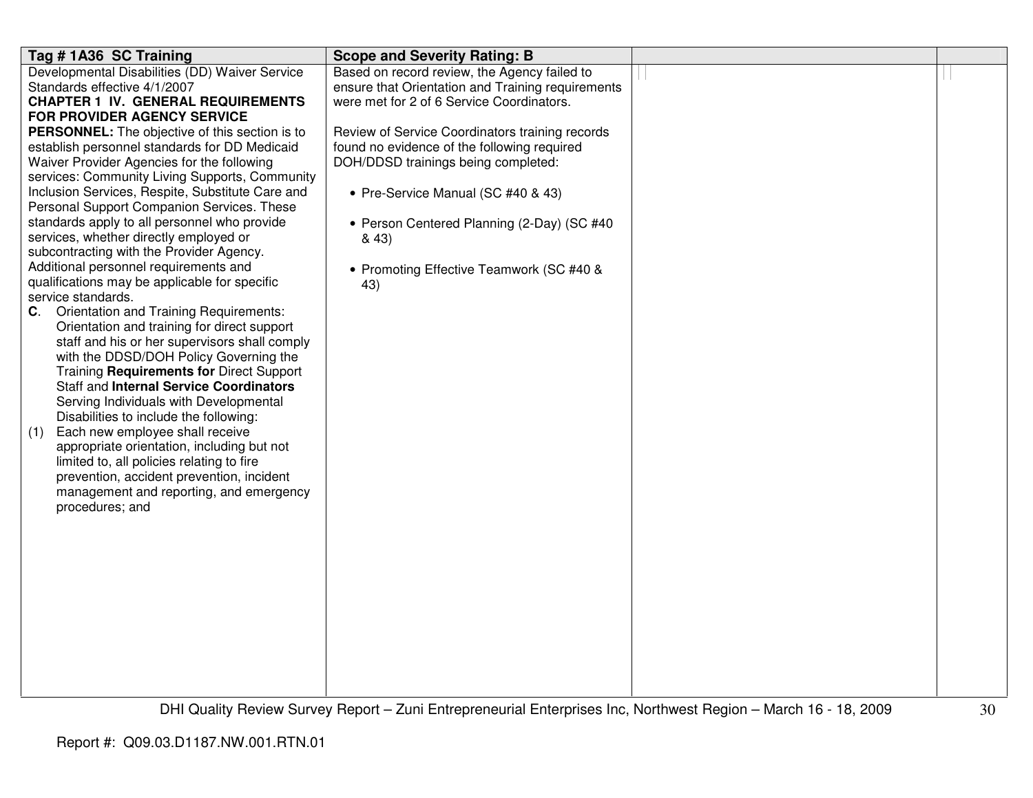| Tag # 1A36 SC Training | Scope and Severity Rating: B | | |
|---|---|---|---|
| Developmental Disabilities (DD) Waiver Service Standards effective 4/1/2007<br>**CHAPTER 1 IV. GENERAL REQUIREMENTS FOR PROVIDER AGENCY SERVICE PERSONNEL:** The objective of this section is to establish personnel standards for DD Medicaid Waiver Provider Agencies for the following services: Community Living Supports, Community Inclusion Services, Respite, Substitute Care and Personal Support Companion Services. These standards apply to all personnel who provide services, whether directly employed or subcontracting with the Provider Agency. Additional personnel requirements and qualifications may be applicable for specific service standards.<br>**C**. Orientation and Training Requirements: Orientation and training for direct support staff and his or her supervisors shall comply with the DDSD/DOH Policy Governing the Training **Requirements for** Direct Support Staff and **Internal Service Coordinators** Serving Individuals with Developmental Disabilities to include the following:<br>(1) Each new employee shall receive appropriate orientation, including but not limited to, all policies relating to fire prevention, accident prevention, incident management and reporting, and emergency procedures; and | Based on record review, the Agency failed to ensure that Orientation and Training requirements were met for 2 of 6 Service Coordinators.<br><br>Review of Service Coordinators training records found no evidence of the following required DOH/DDSD trainings being completed:<br><br>• Pre-Service Manual (SC #40 & 43)<br><br>• Person Centered Planning (2-Day) (SC #40 & 43)<br><br>• Promoting Effective Teamwork (SC #40 & 43) | | |

Report #: Q09.03.D1187.NW.001.RTN.01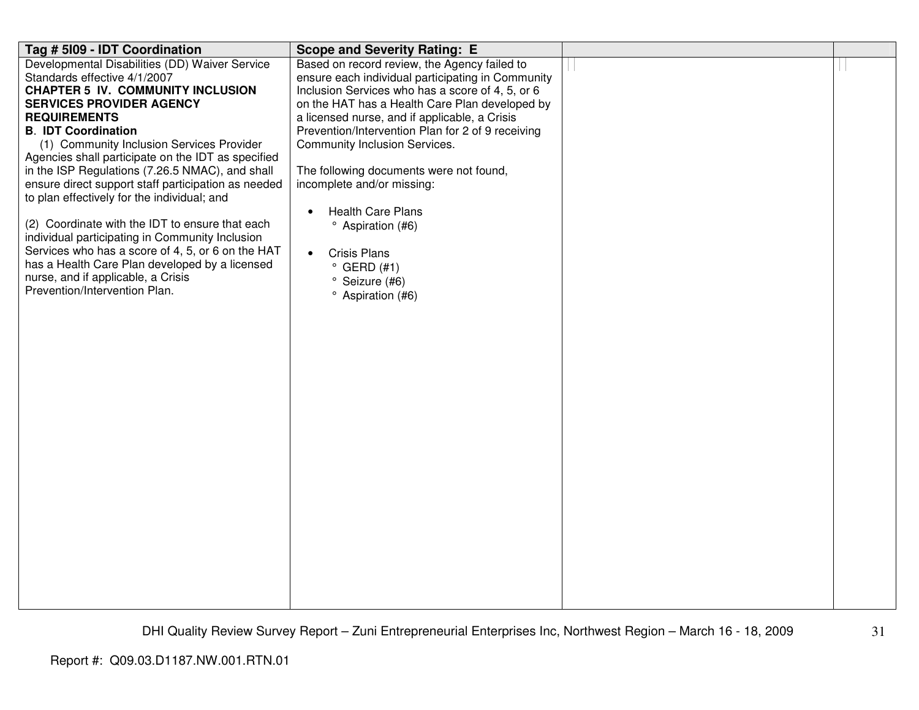| Tag # 5I09 - IDT Coordination | Scope and Severity Rating: E | | |
|---|---|---|---|
| Developmental Disabilities (DD) Waiver Service Standards effective 4/1/2007<br>**CHAPTER 5 IV. COMMUNITY INCLUSION SERVICES PROVIDER AGENCY REQUIREMENTS**<br>**B. IDT Coordination**<br>(1) Community Inclusion Services Provider Agencies shall participate on the IDT as specified in the ISP Regulations (7.26.5 NMAC), and shall ensure direct support staff participation as needed to plan effectively for the individual; and<br><br>(2) Coordinate with the IDT to ensure that each individual participating in Community Inclusion Services who has a score of 4, 5, or 6 on the HAT has a Health Care Plan developed by a licensed nurse, and if applicable, a Crisis Prevention/Intervention Plan. | Based on record review, the Agency failed to ensure each individual participating in Community Inclusion Services who has a score of 4, 5, or 6 on the HAT has a Health Care Plan developed by a licensed nurse, and if applicable, a Crisis Prevention/Intervention Plan for 2 of 9 receiving Community Inclusion Services.<br><br>The following documents were not found, incomplete and/or missing:<br><br>• Health Care Plans<br>° Aspiration (#6)<br><br>• Crisis Plans<br>° GERD (#1)<br>° Seizure (#6)<br>° Aspiration (#6) | | |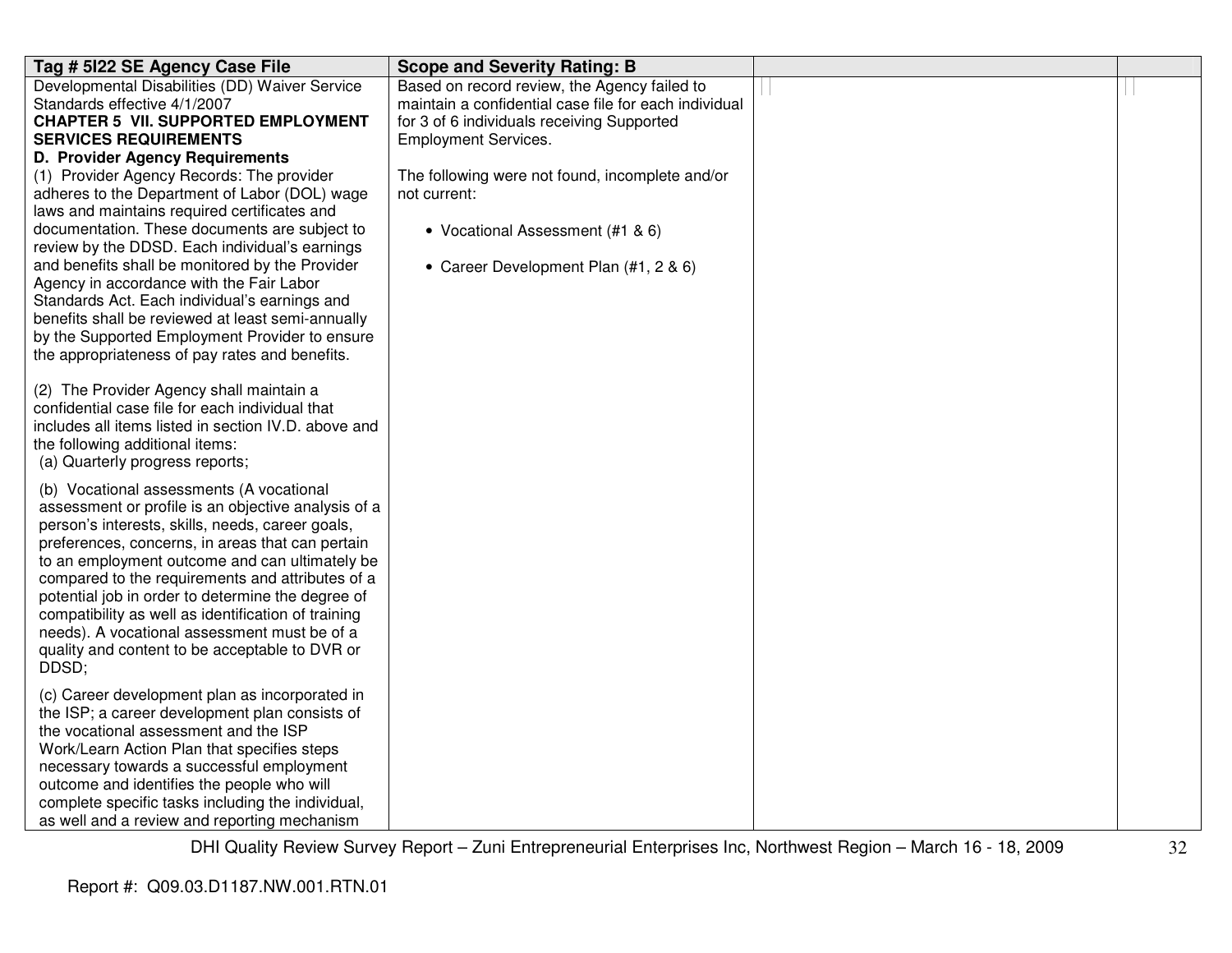| Tag # 5I22 SE Agency Case File | Scope and Severity Rating: B | | |
|---|---|---|---|
| Developmental Disabilities (DD) Waiver Service Standards effective 4/1/2007<br>**CHAPTER 5 VII. SUPPORTED EMPLOYMENT SERVICES REQUIREMENTS**<br>**D. Provider Agency Requirements**<br>(1) Provider Agency Records: The provider adheres to the Department of Labor (DOL) wage laws and maintains required certificates and documentation. These documents are subject to review by the DDSD. Each individual's earnings and benefits shall be monitored by the Provider Agency in accordance with the Fair Labor Standards Act. Each individual's earnings and benefits shall be reviewed at least semi-annually by the Supported Employment Provider to ensure the appropriateness of pay rates and benefits.<br><br>(2) The Provider Agency shall maintain a confidential case file for each individual that includes all items listed in section IV.D. above and the following additional items:<br>(a) Quarterly progress reports;<br><br>(b) Vocational assessments (A vocational assessment or profile is an objective analysis of a person's interests, skills, needs, career goals, preferences, concerns, in areas that can pertain to an employment outcome and can ultimately be compared to the requirements and attributes of a potential job in order to determine the degree of compatibility as well as identification of training needs). A vocational assessment must be of a quality and content to be acceptable to DVR or DDSD;<br><br>(c) Career development plan as incorporated in the ISP; a career development plan consists of the vocational assessment and the ISP Work/Learn Action Plan that specifies steps necessary towards a successful employment outcome and identifies the people who will complete specific tasks including the individual, as well and a review and reporting mechanism | Based on record review, the Agency failed to maintain a confidential case file for each individual for 3 of 6 individuals receiving Supported Employment Services.<br><br>The following were not found, incomplete and/or not current:<br><br>• Vocational Assessment (#1 & 6)<br><br>• Career Development Plan (#1, 2 & 6) | | |

DHI Quality Review Survey Report – Zuni Entrepreneurial Enterprises Inc, Northwest Region – March 16 - 18, 2009

Report #: Q09.03.D1187.NW.001.RTN.01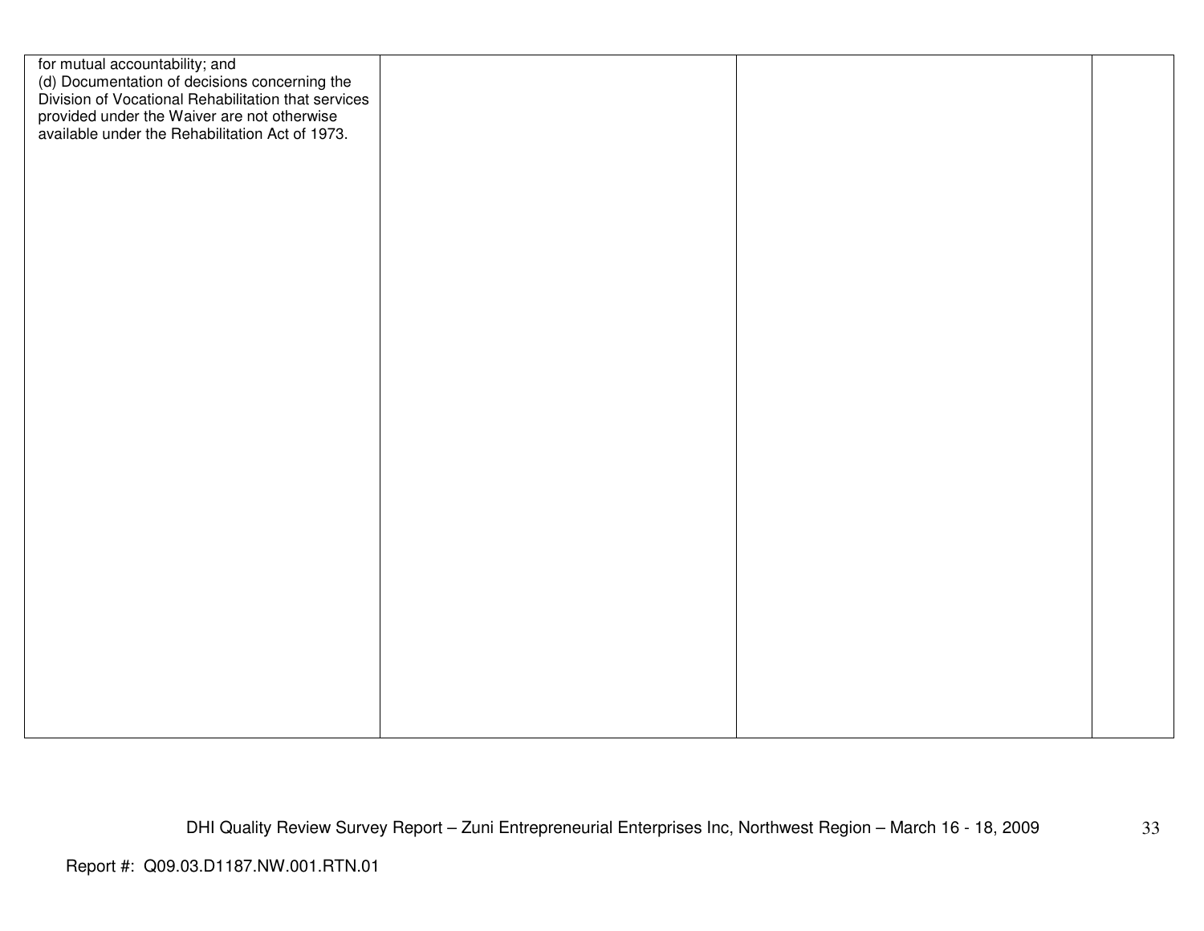| | | | |
|---|---|---|---|
| for mutual accountability; and<br>(d) Documentation of decisions concerning the Division of Vocational Rehabilitation that services provided under the Waiver are not otherwise available under the Rehabilitation Act of 1973. | | | |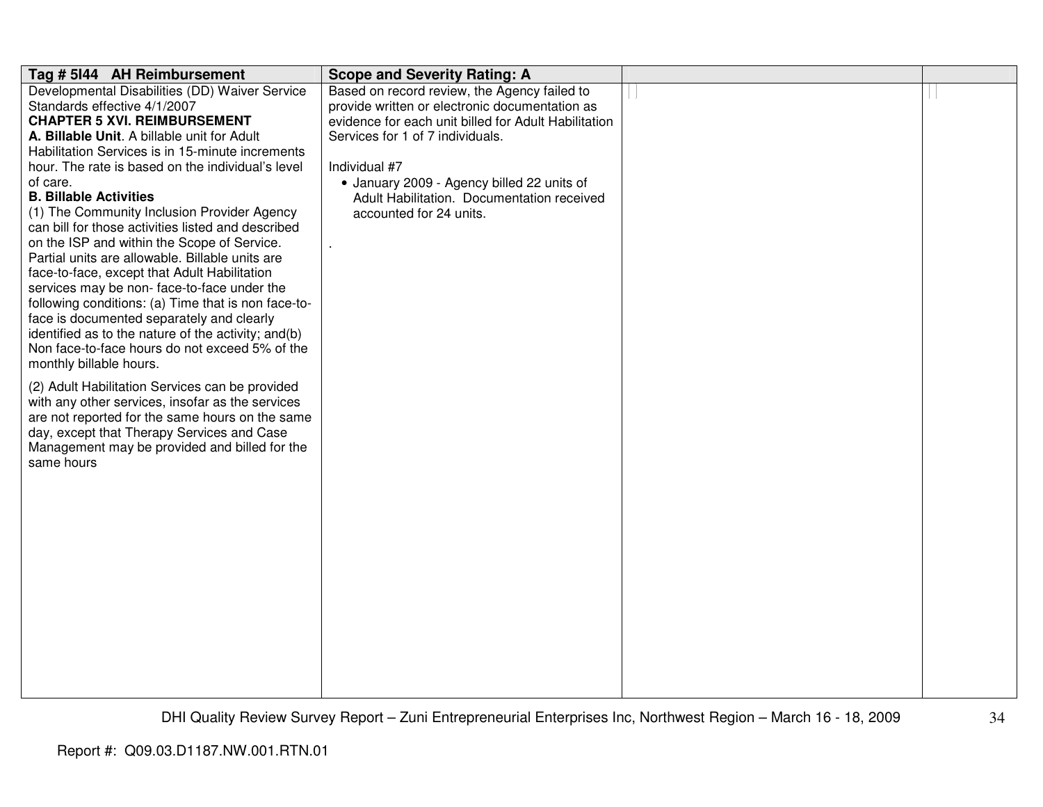| Tag # 5I44 AH Reimbursement | Scope and Severity Rating: A | | |
|---|---|---|---|
| Developmental Disabilities (DD) Waiver Service Standards effective 4/1/2007<br>**CHAPTER 5 XVI. REIMBURSEMENT**<br>**A. Billable Unit**. A billable unit for Adult Habilitation Services is in 15-minute increments hour. The rate is based on the individual's level of care.<br>**B. Billable Activities**<br>(1) The Community Inclusion Provider Agency can bill for those activities listed and described on the ISP and within the Scope of Service. Partial units are allowable. Billable units are face-to-face, except that Adult Habilitation services may be non- face-to-face under the following conditions: (a) Time that is non face-to-face is documented separately and clearly identified as to the nature of the activity; and(b) Non face-to-face hours do not exceed 5% of the monthly billable hours.<br><br>(2) Adult Habilitation Services can be provided with any other services, insofar as the services are not reported for the same hours on the same day, except that Therapy Services and Case Management may be provided and billed for the same hours | Based on record review, the Agency failed to provide written or electronic documentation as evidence for each unit billed for Adult Habilitation Services for 1 of 7 individuals.<br><br>Individual #7<br>• January 2009 - Agency billed 22 units of Adult Habilitation. Documentation received accounted for 24 units.<br><br>. | | |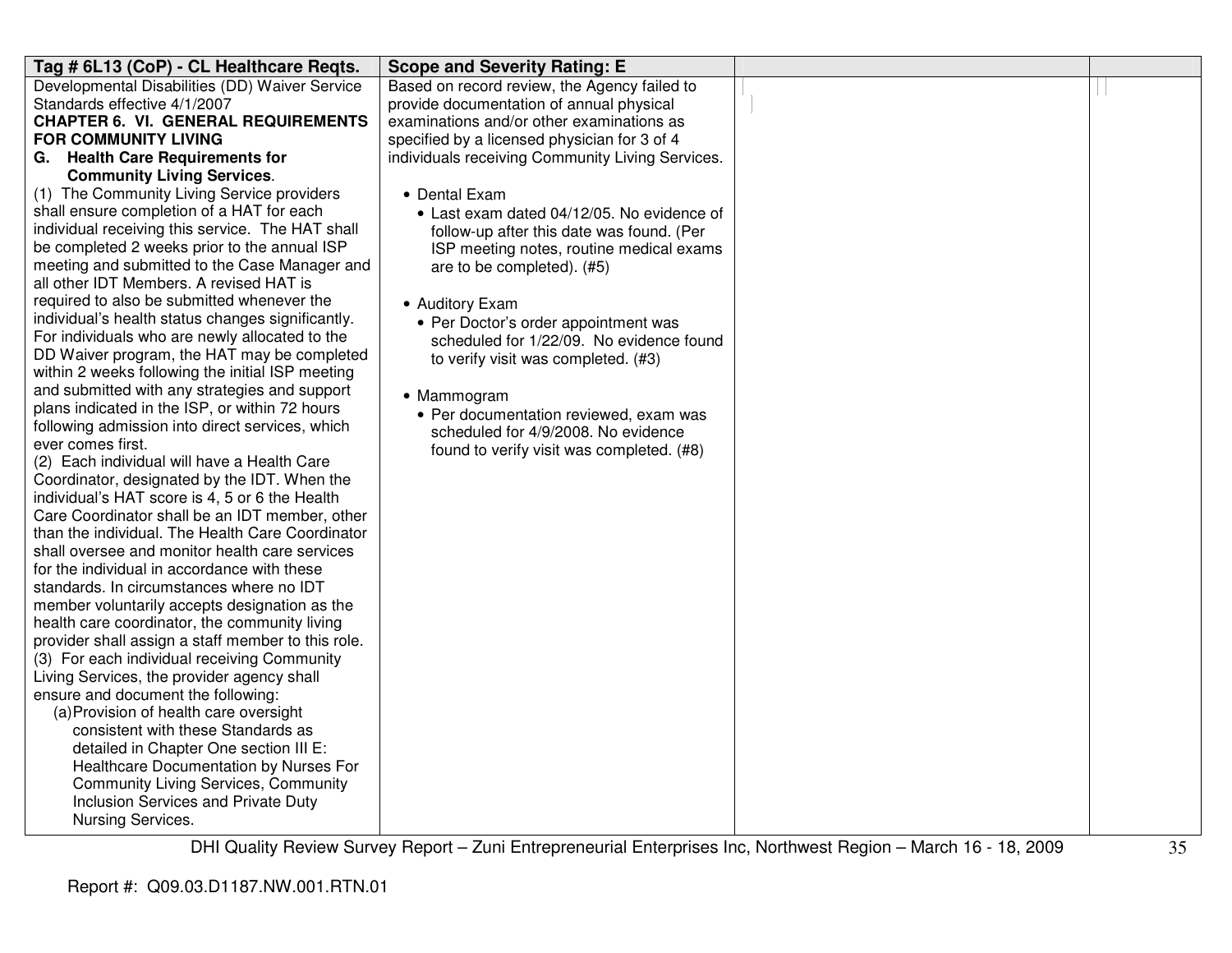| Tag # 6L13 (CoP) - CL Healthcare Reqts. | Scope and Severity Rating: E | | |
|---|---|---|---|
| Developmental Disabilities (DD) Waiver Service Standards effective 4/1/2007<br>**CHAPTER 6. VI. GENERAL REQUIREMENTS FOR COMMUNITY LIVING**<br>**G. Health Care Requirements for Community Living Services**.<br>(1) The Community Living Service providers shall ensure completion of a HAT for each individual receiving this service. The HAT shall be completed 2 weeks prior to the annual ISP meeting and submitted to the Case Manager and all other IDT Members. A revised HAT is required to also be submitted whenever the individual's health status changes significantly. For individuals who are newly allocated to the DD Waiver program, the HAT may be completed within 2 weeks following the initial ISP meeting and submitted with any strategies and support plans indicated in the ISP, or within 72 hours following admission into direct services, which ever comes first.<br>(2) Each individual will have a Health Care Coordinator, designated by the IDT. When the individual's HAT score is 4, 5 or 6 the Health Care Coordinator shall be an IDT member, other than the individual. The Health Care Coordinator shall oversee and monitor health care services for the individual in accordance with these standards. In circumstances where no IDT member voluntarily accepts designation as the health care coordinator, the community living provider shall assign a staff member to this role.<br>(3) For each individual receiving Community Living Services, the provider agency shall ensure and document the following:<br>(a) Provision of health care oversight consistent with these Standards as detailed in Chapter One section III E: Healthcare Documentation by Nurses For Community Living Services, Community Inclusion Services and Private Duty Nursing Services. | Based on record review, the Agency failed to provide documentation of annual physical examinations and/or other examinations as specified by a licensed physician for 3 of 4 individuals receiving Community Living Services.<br><br>• Dental Exam<br>&nbsp;&nbsp;• Last exam dated 04/12/05. No evidence of follow-up after this date was found. (Per ISP meeting notes, routine medical exams are to be completed). (#5)<br><br>• Auditory Exam<br>&nbsp;&nbsp;• Per Doctor's order appointment was scheduled for 1/22/09. No evidence found to verify visit was completed. (#3)<br><br>• Mammogram<br>&nbsp;&nbsp;• Per documentation reviewed, exam was scheduled for 4/9/2008. No evidence found to verify visit was completed. (#8) | | |

Report #: Q09.03.D1187.NW.001.RTN.01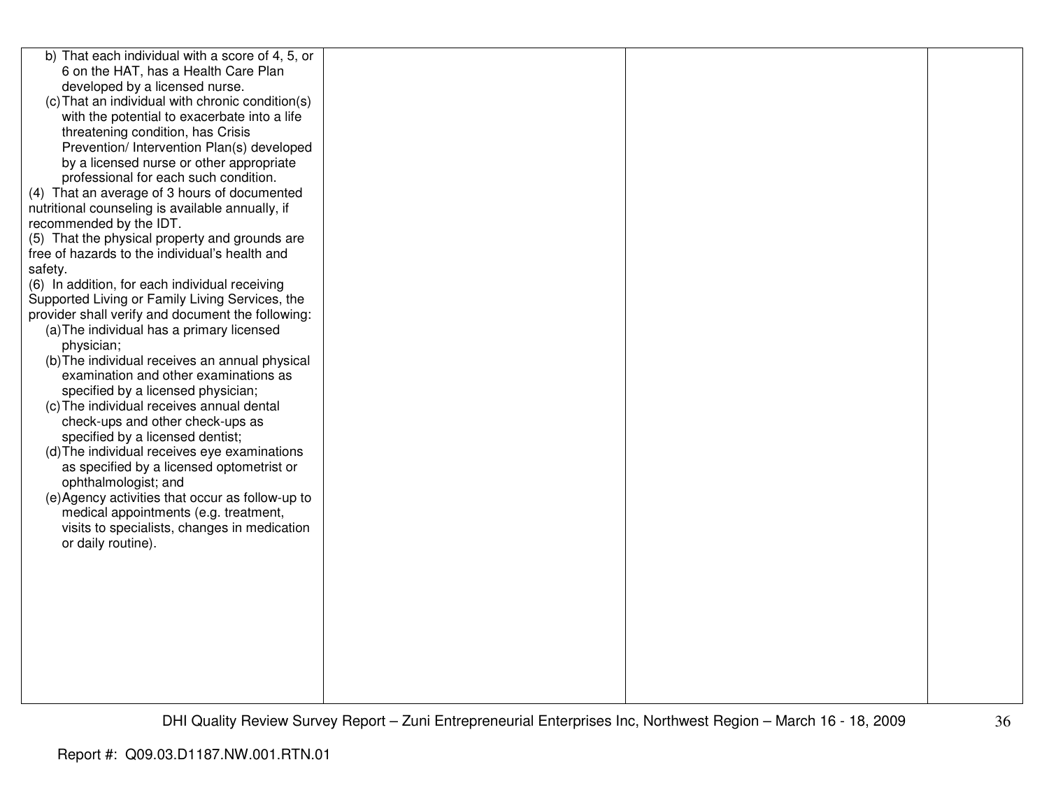| | | | |
|---|---|---|---|
| b) That each individual with a score of 4, 5, or 6 on the HAT, has a Health Care Plan developed by a licensed nurse.<br>(c) That an individual with chronic condition(s) with the potential to exacerbate into a life threatening condition, has Crisis Prevention/ Intervention Plan(s) developed by a licensed nurse or other appropriate professional for each such condition.<br>(4) That an average of 3 hours of documented nutritional counseling is available annually, if recommended by the IDT.<br>(5) That the physical property and grounds are free of hazards to the individual's health and safety.<br>(6) In addition, for each individual receiving Supported Living or Family Living Services, the provider shall verify and document the following:<br>(a) The individual has a primary licensed physician;<br>(b) The individual receives an annual physical examination and other examinations as specified by a licensed physician;<br>(c) The individual receives annual dental check-ups and other check-ups as specified by a licensed dentist;<br>(d) The individual receives eye examinations as specified by a licensed optometrist or ophthalmologist; and<br>(e) Agency activities that occur as follow-up to medical appointments (e.g. treatment, visits to specialists, changes in medication or daily routine). | | | |

DHI Quality Review Survey Report – Zuni Entrepreneurial Enterprises Inc, Northwest Region – March 16 - 18, 2009

Report #: Q09.03.D1187.NW.001.RTN.01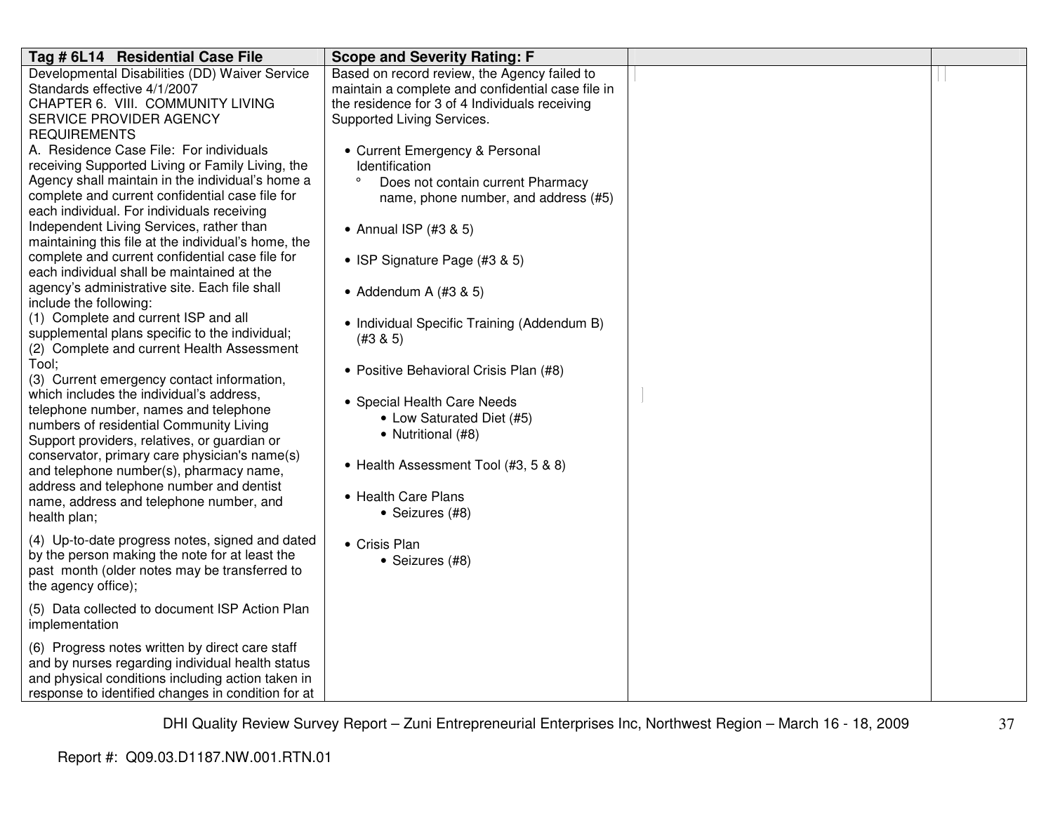| Tag # 6L14 Residential Case File | Scope and Severity Rating: F | | |
|---|---|---|---|
| Developmental Disabilities (DD) Waiver Service Standards effective 4/1/2007<br>CHAPTER 6. VIII. COMMUNITY LIVING SERVICE PROVIDER AGENCY REQUIREMENTS<br>A. Residence Case File: For individuals receiving Supported Living or Family Living, the Agency shall maintain in the individual's home a complete and current confidential case file for each individual. For individuals receiving Independent Living Services, rather than maintaining this file at the individual's home, the complete and current confidential case file for each individual shall be maintained at the agency's administrative site. Each file shall include the following:<br>(1) Complete and current ISP and all supplemental plans specific to the individual;<br>(2) Complete and current Health Assessment Tool;<br>(3) Current emergency contact information, which includes the individual's address, telephone number, names and telephone numbers of residential Community Living Support providers, relatives, or guardian or conservator, primary care physician's name(s) and telephone number(s), pharmacy name, address and telephone number and dentist name, address and telephone number, and health plan;<br>(4) Up-to-date progress notes, signed and dated by the person making the note for at least the past month (older notes may be transferred to the agency office);<br>(5) Data collected to document ISP Action Plan implementation<br>(6) Progress notes written by direct care staff and by nurses regarding individual health status and physical conditions including action taken in response to identified changes in condition for at | Based on record review, the Agency failed to maintain a complete and confidential case file in the residence for 3 of 4 Individuals receiving Supported Living Services.<br>• Current Emergency & Personal Identification<br>° Does not contain current Pharmacy name, phone number, and address (#5)<br>• Annual ISP (#3 & 5)<br>• ISP Signature Page (#3 & 5)<br>• Addendum A (#3 & 5)<br>• Individual Specific Training (Addendum B) (#3 & 5)<br>• Positive Behavioral Crisis Plan (#8)<br>• Special Health Care Needs<br>• Low Saturated Diet (#5)<br>• Nutritional (#8)<br>• Health Assessment Tool (#3, 5 & 8)<br>• Health Care Plans<br>• Seizures (#8)<br>• Crisis Plan<br>• Seizures (#8) | | |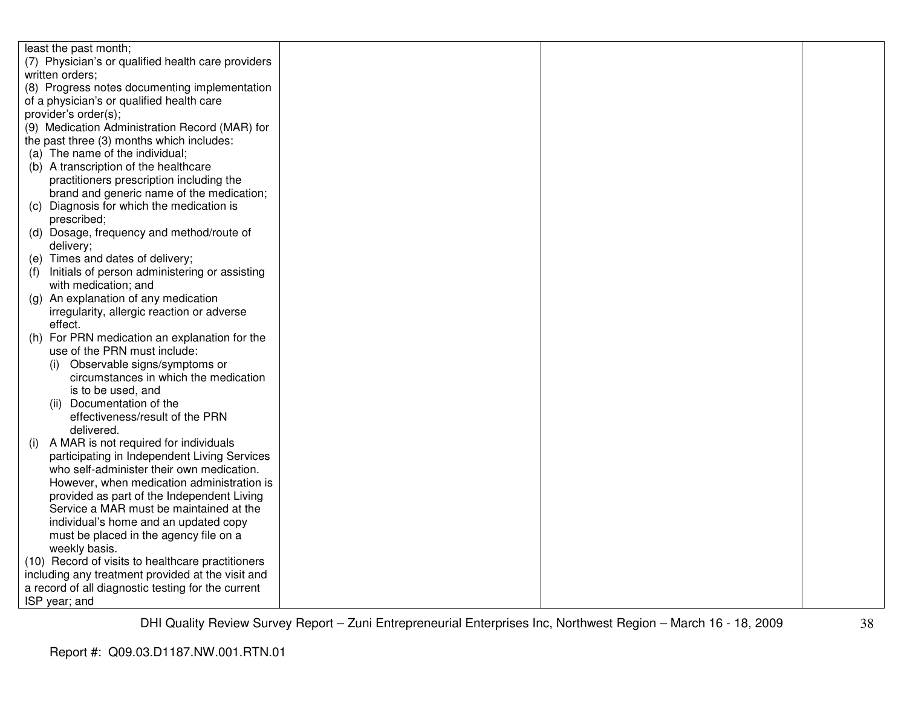| | | | |
|---|---|---|---|
| least the past month;<br>(7) Physician's or qualified health care providers written orders;<br>(8) Progress notes documenting implementation of a physician's or qualified health care provider's order(s);<br>(9) Medication Administration Record (MAR) for the past three (3) months which includes:<br>(a) The name of the individual;<br>(b) A transcription of the healthcare practitioners prescription including the brand and generic name of the medication;<br>(c) Diagnosis for which the medication is prescribed;<br>(d) Dosage, frequency and method/route of delivery;<br>(e) Times and dates of delivery;<br>(f) Initials of person administering or assisting with medication; and<br>(g) An explanation of any medication irregularity, allergic reaction or adverse effect.<br>(h) For PRN medication an explanation for the use of the PRN must include:<br>(i) Observable signs/symptoms or circumstances in which the medication is to be used, and<br>(ii) Documentation of the effectiveness/result of the PRN delivered.<br>(i) A MAR is not required for individuals participating in Independent Living Services who self-administer their own medication. However, when medication administration is provided as part of the Independent Living Service a MAR must be maintained at the individual's home and an updated copy must be placed in the agency file on a weekly basis.<br>(10) Record of visits to healthcare practitioners including any treatment provided at the visit and a record of all diagnostic testing for the current ISP year; and | | | |

DHI Quality Review Survey Report – Zuni Entrepreneurial Enterprises Inc, Northwest Region – March 16 - 18, 2009

Report #: Q09.03.D1187.NW.001.RTN.01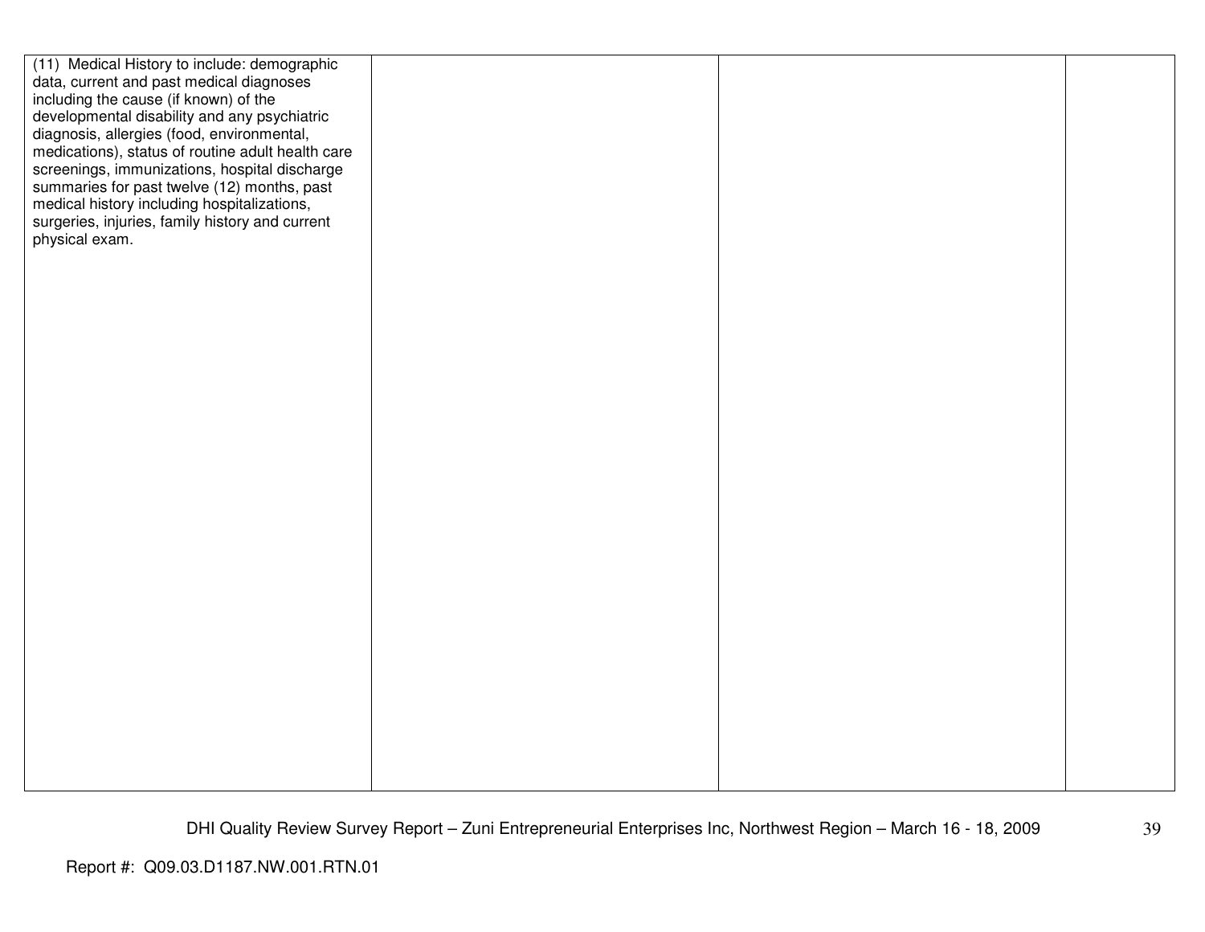| | | | |
|---|---|---|---|
| (11) Medical History to include: demographic data, current and past medical diagnoses including the cause (if known) of the developmental disability and any psychiatric diagnosis, allergies (food, environmental, medications), status of routine adult health care screenings, immunizations, hospital discharge summaries for past twelve (12) months, past medical history including hospitalizations, surgeries, injuries, family history and current physical exam. | | | |